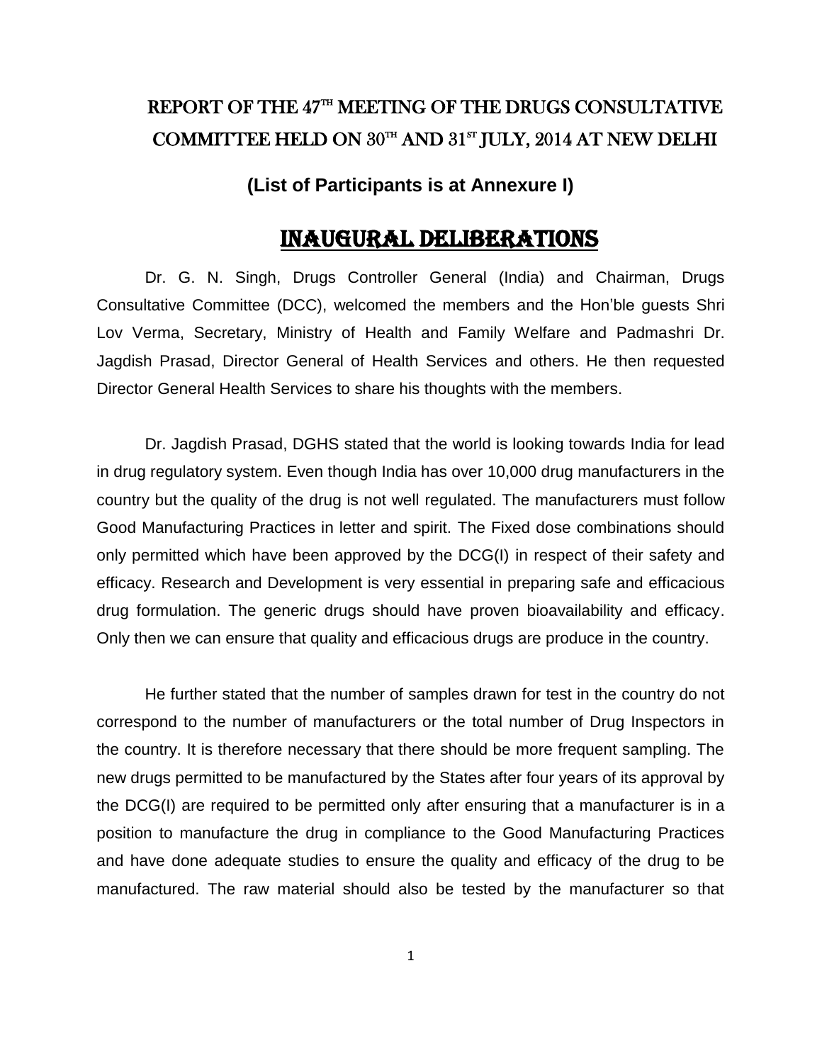# REPORT OF THE 47[TH] MEETING OF THE DRUGS CONSULTATIVE COMMITTEE HELD ON 30[TH] AND 31[ST] JULY, 2014 AT NEW DELHI

**(List of Participants is at Annexure I)**

## INAUGURAL DELIBERATIONS

Dr. G. N. Singh, Drugs Controller General (India) and Chairman, Drugs Consultative Committee (DCC), welcomed the members and the Hon'ble guests Shri Lov Verma, Secretary, Ministry of Health and Family Welfare and Padmashri Dr. Jagdish Prasad, Director General of Health Services and others. He then requested Director General Health Services to share his thoughts with the members.

Dr. Jagdish Prasad, DGHS stated that the world is looking towards India for lead in drug regulatory system. Even though India has over 10,000 drug manufacturers in the country but the quality of the drug is not well regulated. The manufacturers must follow Good Manufacturing Practices in letter and spirit. The Fixed dose combinations should only permitted which have been approved by the DCG(I) in respect of their safety and efficacy. Research and Development is very essential in preparing safe and efficacious drug formulation. The generic drugs should have proven bioavailability and efficacy. Only then we can ensure that quality and efficacious drugs are produce in the country.

He further stated that the number of samples drawn for test in the country do not correspond to the number of manufacturers or the total number of Drug Inspectors in the country. It is therefore necessary that there should be more frequent sampling. The new drugs permitted to be manufactured by the States after four years of its approval by the DCG(I) are required to be permitted only after ensuring that a manufacturer is in a position to manufacture the drug in compliance to the Good Manufacturing Practices and have done adequate studies to ensure the quality and efficacy of the drug to be manufactured. The raw material should also be tested by the manufacturer so that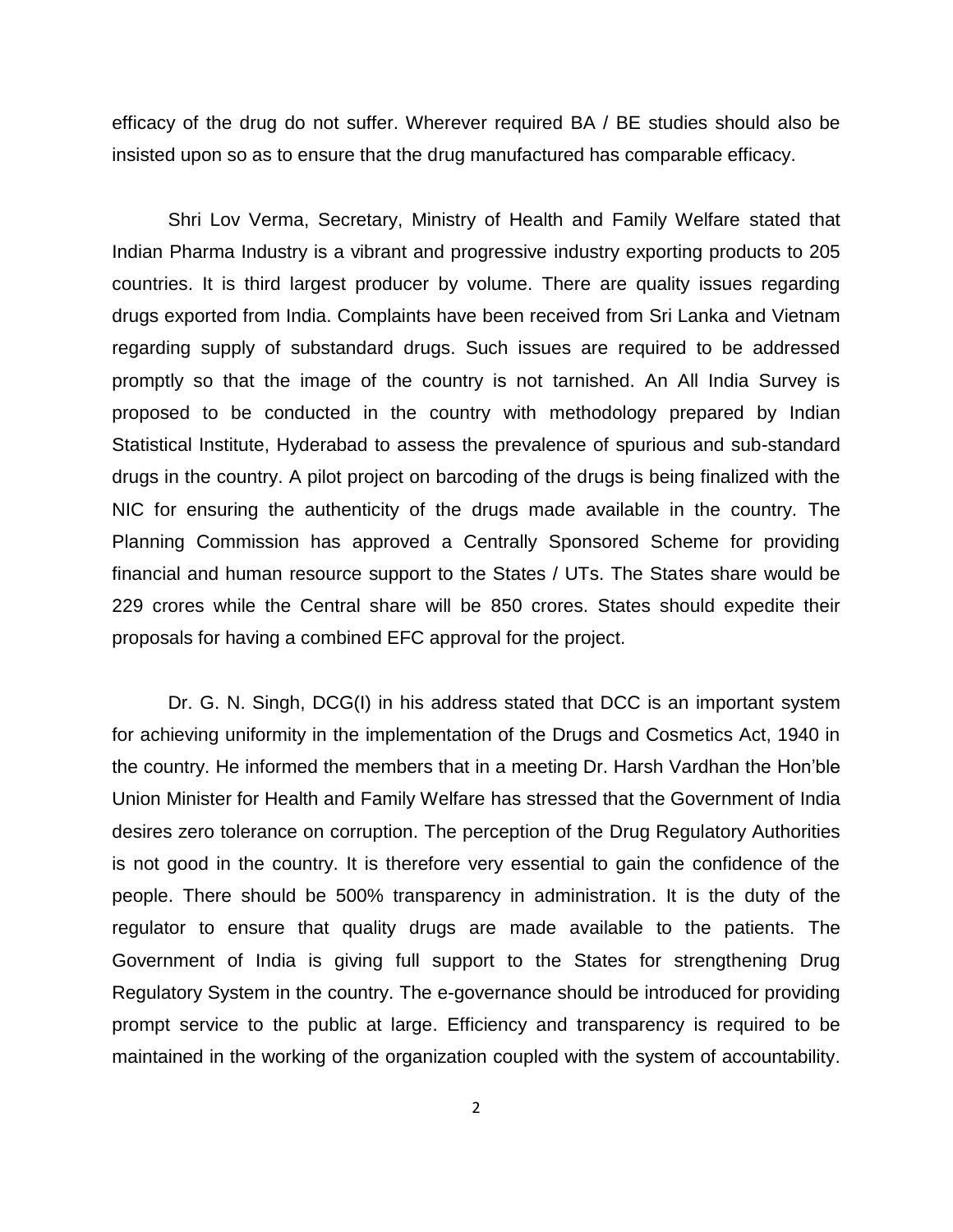efficacy of the drug do not suffer. Wherever required BA / BE studies should also be insisted upon so as to ensure that the drug manufactured has comparable efficacy.

Shri Lov Verma, Secretary, Ministry of Health and Family Welfare stated that Indian Pharma Industry is a vibrant and progressive industry exporting products to 205 countries. It is third largest producer by volume. There are quality issues regarding drugs exported from India. Complaints have been received from Sri Lanka and Vietnam regarding supply of substandard drugs. Such issues are required to be addressed promptly so that the image of the country is not tarnished. An All India Survey is proposed to be conducted in the country with methodology prepared by Indian Statistical Institute, Hyderabad to assess the prevalence of spurious and sub-standard drugs in the country. A pilot project on barcoding of the drugs is being finalized with the NIC for ensuring the authenticity of the drugs made available in the country. The Planning Commission has approved a Centrally Sponsored Scheme for providing financial and human resource support to the States / UTs. The States share would be 229 crores while the Central share will be 850 crores. States should expedite their proposals for having a combined EFC approval for the project.

Dr. G. N. Singh, DCG(I) in his address stated that DCC is an important system for achieving uniformity in the implementation of the Drugs and Cosmetics Act, 1940 in the country. He informed the members that in a meeting Dr. Harsh Vardhan the Hon'ble Union Minister for Health and Family Welfare has stressed that the Government of India desires zero tolerance on corruption. The perception of the Drug Regulatory Authorities is not good in the country. It is therefore very essential to gain the confidence of the people. There should be 500% transparency in administration. It is the duty of the regulator to ensure that quality drugs are made available to the patients. The Government of India is giving full support to the States for strengthening Drug Regulatory System in the country. The e-governance should be introduced for providing prompt service to the public at large. Efficiency and transparency is required to be maintained in the working of the organization coupled with the system of accountability.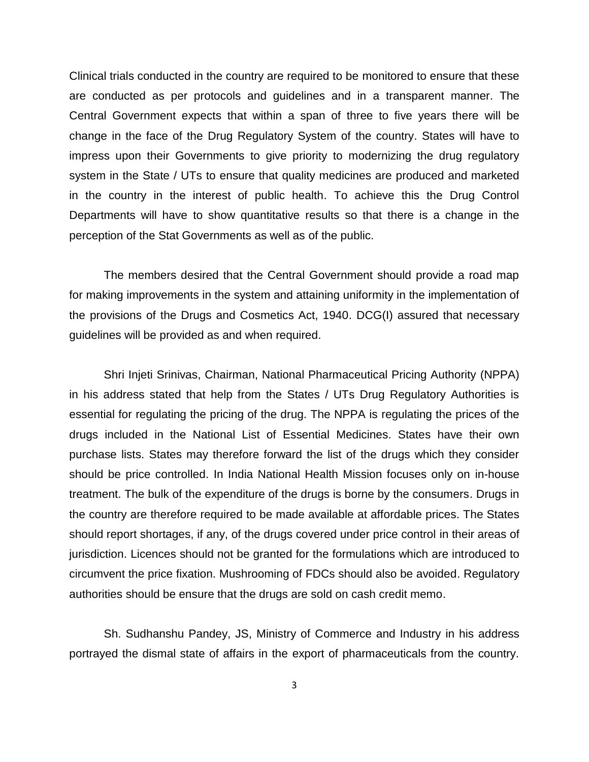Clinical trials conducted in the country are required to be monitored to ensure that these are conducted as per protocols and guidelines and in a transparent manner. The Central Government expects that within a span of three to five years there will be change in the face of the Drug Regulatory System of the country. States will have to impress upon their Governments to give priority to modernizing the drug regulatory system in the State / UTs to ensure that quality medicines are produced and marketed in the country in the interest of public health. To achieve this the Drug Control Departments will have to show quantitative results so that there is a change in the perception of the Stat Governments as well as of the public.

The members desired that the Central Government should provide a road map for making improvements in the system and attaining uniformity in the implementation of the provisions of the Drugs and Cosmetics Act, 1940. DCG(I) assured that necessary guidelines will be provided as and when required.

Shri Injeti Srinivas, Chairman, National Pharmaceutical Pricing Authority (NPPA) in his address stated that help from the States / UTs Drug Regulatory Authorities is essential for regulating the pricing of the drug. The NPPA is regulating the prices of the drugs included in the National List of Essential Medicines. States have their own purchase lists. States may therefore forward the list of the drugs which they consider should be price controlled. In India National Health Mission focuses only on in-house treatment. The bulk of the expenditure of the drugs is borne by the consumers. Drugs in the country are therefore required to be made available at affordable prices. The States should report shortages, if any, of the drugs covered under price control in their areas of jurisdiction. Licences should not be granted for the formulations which are introduced to circumvent the price fixation. Mushrooming of FDCs should also be avoided. Regulatory authorities should be ensure that the drugs are sold on cash credit memo.

Sh. Sudhanshu Pandey, JS, Ministry of Commerce and Industry in his address portrayed the dismal state of affairs in the export of pharmaceuticals from the country.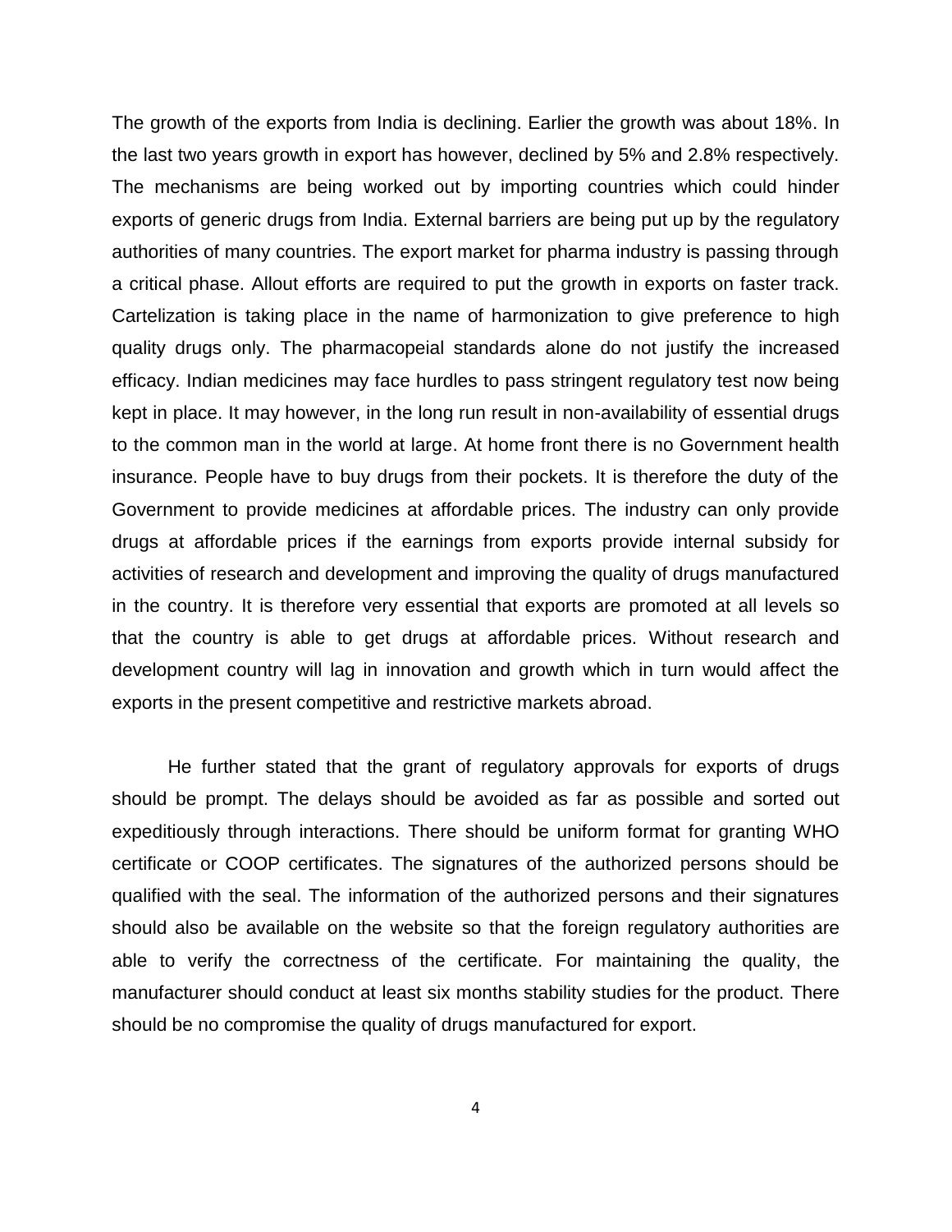The growth of the exports from India is declining. Earlier the growth was about 18%. In the last two years growth in export has however, declined by 5% and 2.8% respectively. The mechanisms are being worked out by importing countries which could hinder exports of generic drugs from India. External barriers are being put up by the regulatory authorities of many countries. The export market for pharma industry is passing through a critical phase. Allout efforts are required to put the growth in exports on faster track. Cartelization is taking place in the name of harmonization to give preference to high quality drugs only. The pharmacopeial standards alone do not justify the increased efficacy. Indian medicines may face hurdles to pass stringent regulatory test now being kept in place. It may however, in the long run result in non-availability of essential drugs to the common man in the world at large. At home front there is no Government health insurance. People have to buy drugs from their pockets. It is therefore the duty of the Government to provide medicines at affordable prices. The industry can only provide drugs at affordable prices if the earnings from exports provide internal subsidy for activities of research and development and improving the quality of drugs manufactured in the country. It is therefore very essential that exports are promoted at all levels so that the country is able to get drugs at affordable prices. Without research and development country will lag in innovation and growth which in turn would affect the exports in the present competitive and restrictive markets abroad.

He further stated that the grant of regulatory approvals for exports of drugs should be prompt. The delays should be avoided as far as possible and sorted out expeditiously through interactions. There should be uniform format for granting WHO certificate or COOP certificates. The signatures of the authorized persons should be qualified with the seal. The information of the authorized persons and their signatures should also be available on the website so that the foreign regulatory authorities are able to verify the correctness of the certificate. For maintaining the quality, the manufacturer should conduct at least six months stability studies for the product. There should be no compromise the quality of drugs manufactured for export.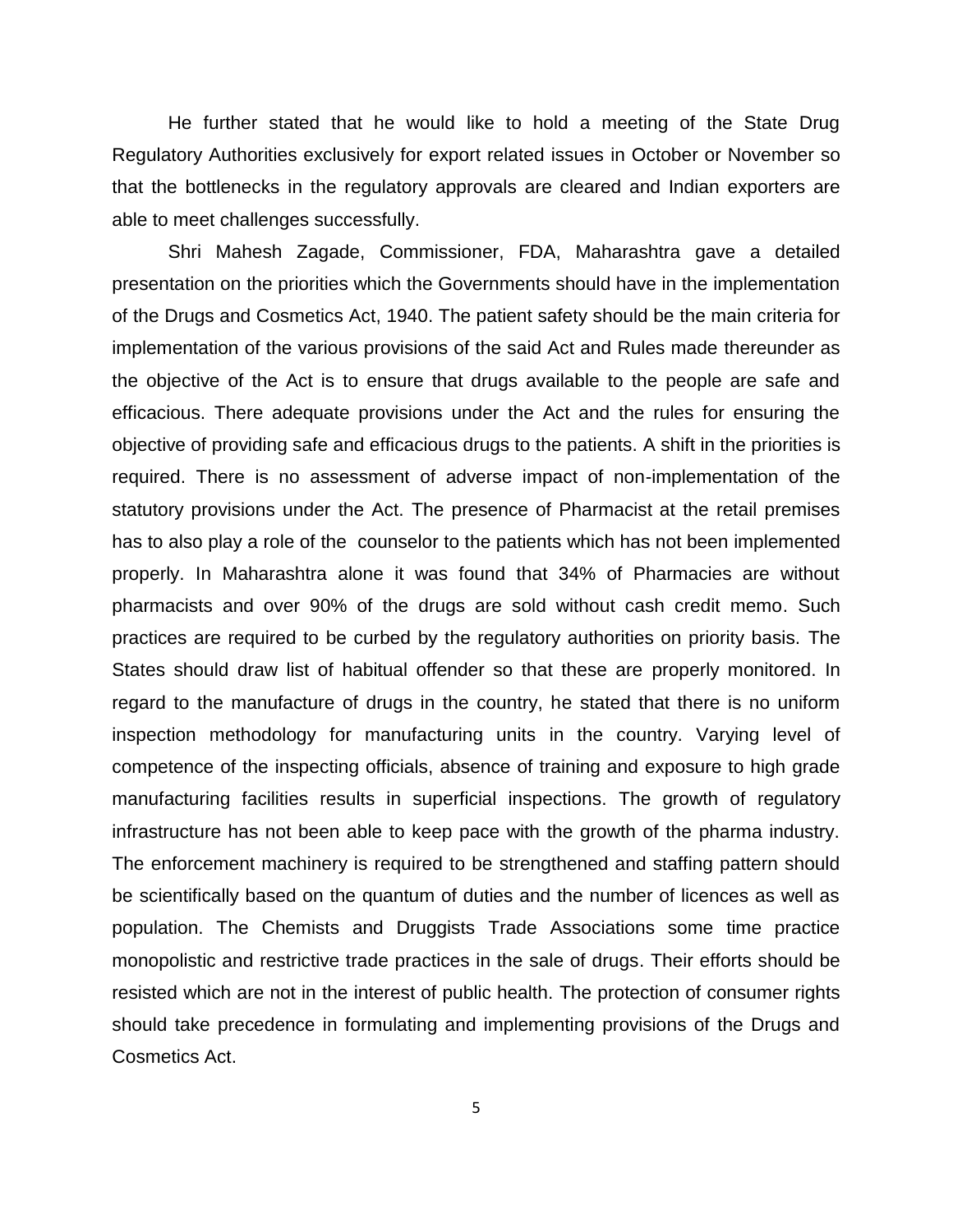He further stated that he would like to hold a meeting of the State Drug Regulatory Authorities exclusively for export related issues in October or November so that the bottlenecks in the regulatory approvals are cleared and Indian exporters are able to meet challenges successfully.

Shri Mahesh Zagade, Commissioner, FDA, Maharashtra gave a detailed presentation on the priorities which the Governments should have in the implementation of the Drugs and Cosmetics Act, 1940. The patient safety should be the main criteria for implementation of the various provisions of the said Act and Rules made thereunder as the objective of the Act is to ensure that drugs available to the people are safe and efficacious. There adequate provisions under the Act and the rules for ensuring the objective of providing safe and efficacious drugs to the patients. A shift in the priorities is required. There is no assessment of adverse impact of non-implementation of the statutory provisions under the Act. The presence of Pharmacist at the retail premises has to also play a role of the counselor to the patients which has not been implemented properly. In Maharashtra alone it was found that 34% of Pharmacies are without pharmacists and over 90% of the drugs are sold without cash credit memo. Such practices are required to be curbed by the regulatory authorities on priority basis. The States should draw list of habitual offender so that these are properly monitored. In regard to the manufacture of drugs in the country, he stated that there is no uniform inspection methodology for manufacturing units in the country. Varying level of competence of the inspecting officials, absence of training and exposure to high grade manufacturing facilities results in superficial inspections. The growth of regulatory infrastructure has not been able to keep pace with the growth of the pharma industry. The enforcement machinery is required to be strengthened and staffing pattern should be scientifically based on the quantum of duties and the number of licences as well as population. The Chemists and Druggists Trade Associations some time practice monopolistic and restrictive trade practices in the sale of drugs. Their efforts should be resisted which are not in the interest of public health. The protection of consumer rights should take precedence in formulating and implementing provisions of the Drugs and Cosmetics Act.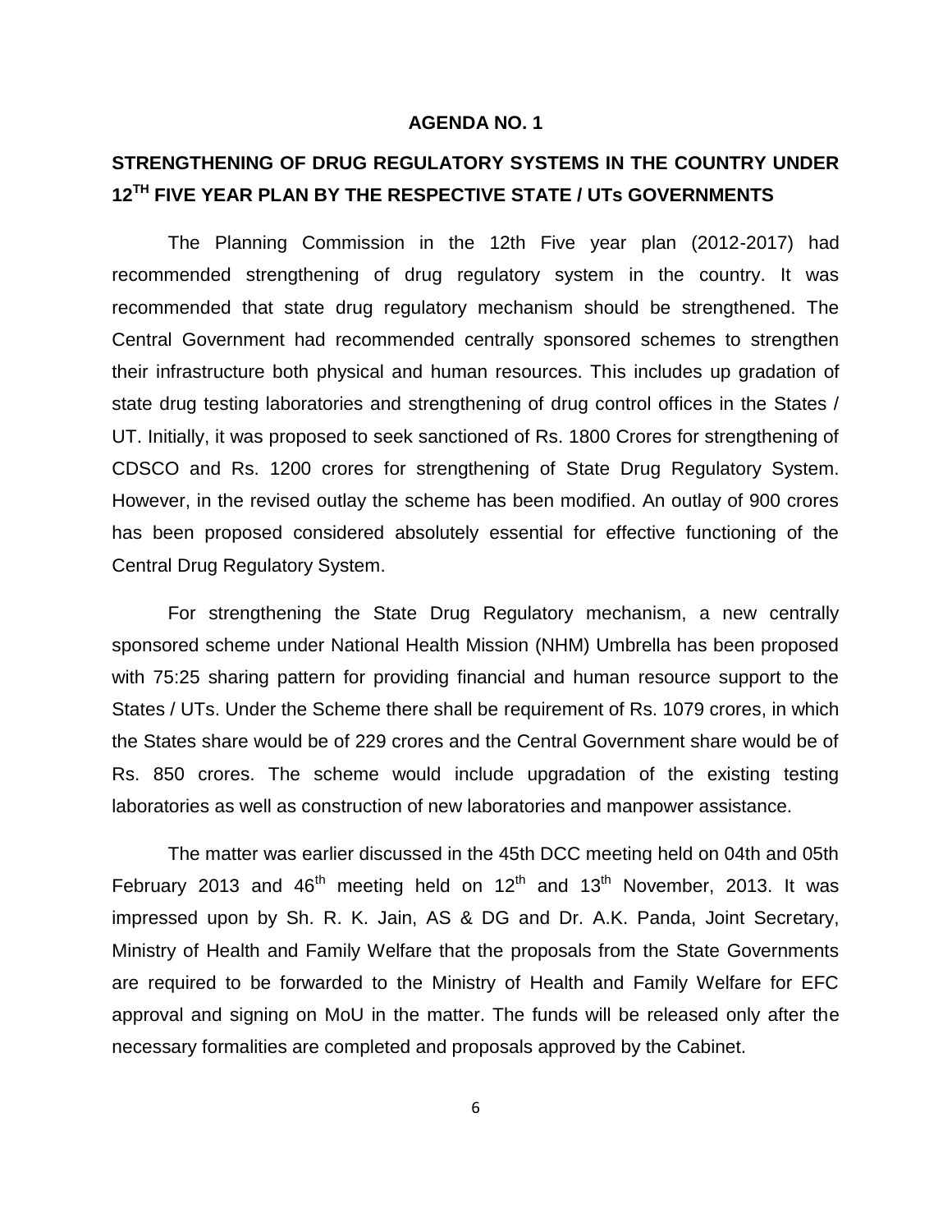**AGENDA NO. 1**

## STRENGTHENING OF DRUG REGULATORY SYSTEMS IN THE COUNTRY UNDER 12TH FIVE YEAR PLAN BY THE RESPECTIVE STATE / UTs GOVERNMENTS

The Planning Commission in the 12th Five year plan (2012-2017) had recommended strengthening of drug regulatory system in the country. It was recommended that state drug regulatory mechanism should be strengthened. The Central Government had recommended centrally sponsored schemes to strengthen their infrastructure both physical and human resources. This includes up gradation of state drug testing laboratories and strengthening of drug control offices in the States / UT. Initially, it was proposed to seek sanctioned of Rs. 1800 Crores for strengthening of CDSCO and Rs. 1200 crores for strengthening of State Drug Regulatory System. However, in the revised outlay the scheme has been modified. An outlay of 900 crores has been proposed considered absolutely essential for effective functioning of the Central Drug Regulatory System.

For strengthening the State Drug Regulatory mechanism, a new centrally sponsored scheme under National Health Mission (NHM) Umbrella has been proposed with 75:25 sharing pattern for providing financial and human resource support to the States / UTs. Under the Scheme there shall be requirement of Rs. 1079 crores, in which the States share would be of 229 crores and the Central Government share would be of Rs. 850 crores. The scheme would include upgradation of the existing testing laboratories as well as construction of new laboratories and manpower assistance.

The matter was earlier discussed in the 45th DCC meeting held on 04th and 05th February 2013 and 46th meeting held on 12th and 13th November, 2013. It was impressed upon by Sh. R. K. Jain, AS & DG and Dr. A.K. Panda, Joint Secretary, Ministry of Health and Family Welfare that the proposals from the State Governments are required to be forwarded to the Ministry of Health and Family Welfare for EFC approval and signing on MoU in the matter. The funds will be released only after the necessary formalities are completed and proposals approved by the Cabinet.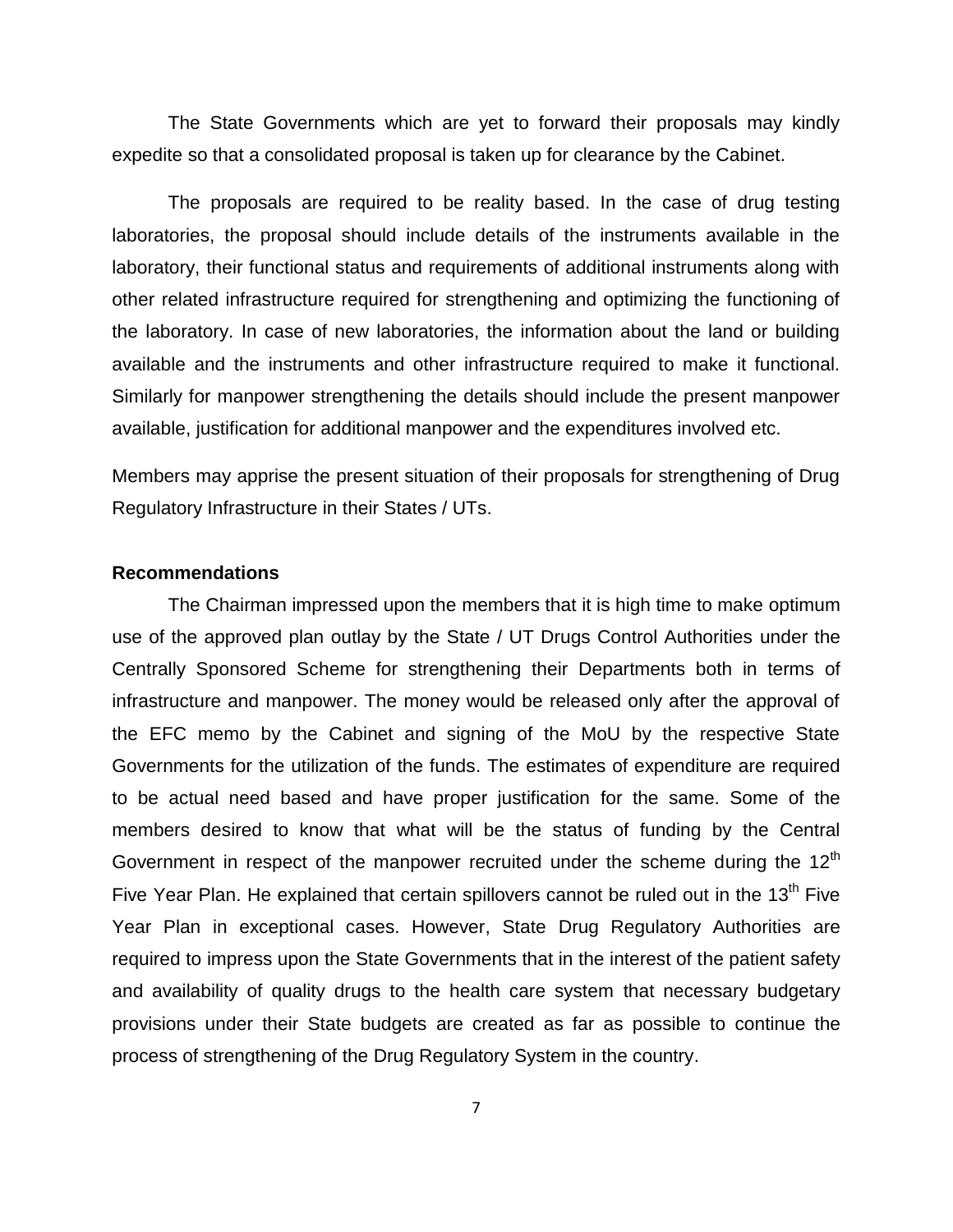The State Governments which are yet to forward their proposals may kindly expedite so that a consolidated proposal is taken up for clearance by the Cabinet.

The proposals are required to be reality based. In the case of drug testing laboratories, the proposal should include details of the instruments available in the laboratory, their functional status and requirements of additional instruments along with other related infrastructure required for strengthening and optimizing the functioning of the laboratory. In case of new laboratories, the information about the land or building available and the instruments and other infrastructure required to make it functional. Similarly for manpower strengthening the details should include the present manpower available, justification for additional manpower and the expenditures involved etc.

Members may apprise the present situation of their proposals for strengthening of Drug Regulatory Infrastructure in their States / UTs.

**Recommendations**

The Chairman impressed upon the members that it is high time to make optimum use of the approved plan outlay by the State / UT Drugs Control Authorities under the Centrally Sponsored Scheme for strengthening their Departments both in terms of infrastructure and manpower. The money would be released only after the approval of the EFC memo by the Cabinet and signing of the MoU by the respective State Governments for the utilization of the funds. The estimates of expenditure are required to be actual need based and have proper justification for the same. Some of the members desired to know that what will be the status of funding by the Central Government in respect of the manpower recruited under the scheme during the 12th Five Year Plan. He explained that certain spillovers cannot be ruled out in the 13th Five Year Plan in exceptional cases. However, State Drug Regulatory Authorities are required to impress upon the State Governments that in the interest of the patient safety and availability of quality drugs to the health care system that necessary budgetary provisions under their State budgets are created as far as possible to continue the process of strengthening of the Drug Regulatory System in the country.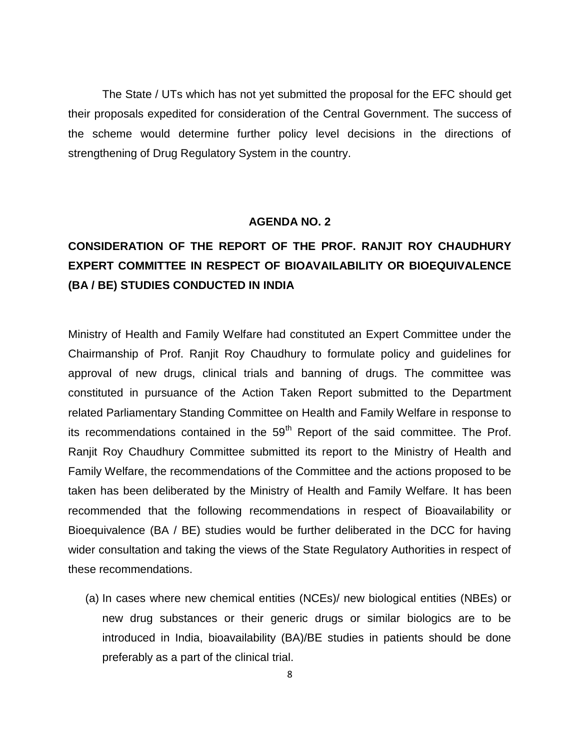The State / UTs which has not yet submitted the proposal for the EFC should get their proposals expedited for consideration of the Central Government. The success of the scheme would determine further policy level decisions in the directions of strengthening of Drug Regulatory System in the country.

## AGENDA NO. 2

## CONSIDERATION OF THE REPORT OF THE PROF. RANJIT ROY CHAUDHURY EXPERT COMMITTEE IN RESPECT OF BIOAVAILABILITY OR BIOEQUIVALENCE (BA / BE) STUDIES CONDUCTED IN INDIA

Ministry of Health and Family Welfare had constituted an Expert Committee under the Chairmanship of Prof. Ranjit Roy Chaudhury to formulate policy and guidelines for approval of new drugs, clinical trials and banning of drugs. The committee was constituted in pursuance of the Action Taken Report submitted to the Department related Parliamentary Standing Committee on Health and Family Welfare in response to its recommendations contained in the 59th Report of the said committee. The Prof. Ranjit Roy Chaudhury Committee submitted its report to the Ministry of Health and Family Welfare, the recommendations of the Committee and the actions proposed to be taken has been deliberated by the Ministry of Health and Family Welfare. It has been recommended that the following recommendations in respect of Bioavailability or Bioequivalence (BA / BE) studies would be further deliberated in the DCC for having wider consultation and taking the views of the State Regulatory Authorities in respect of these recommendations.

(a) In cases where new chemical entities (NCEs)/ new biological entities (NBEs) or new drug substances or their generic drugs or similar biologics are to be introduced in India, bioavailability (BA)/BE studies in patients should be done preferably as a part of the clinical trial.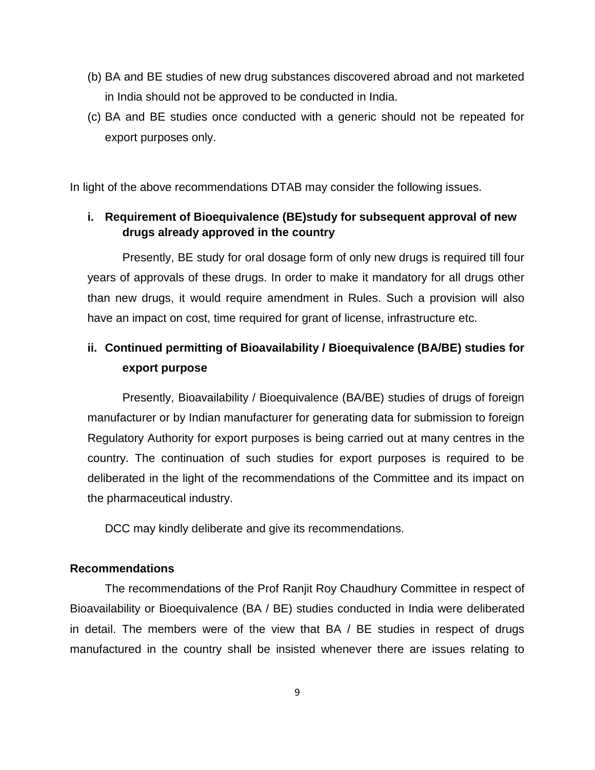(b) BA and BE studies of new drug substances discovered abroad and not marketed in India should not be approved to be conducted in India.

(c) BA and BE studies once conducted with a generic should not be repeated for export purposes only.

In light of the above recommendations DTAB may consider the following issues.

**i. Requirement of Bioequivalence (BE)study for subsequent approval of new drugs already approved in the country**

Presently, BE study for oral dosage form of only new drugs is required till four years of approvals of these drugs. In order to make it mandatory for all drugs other than new drugs, it would require amendment in Rules. Such a provision will also have an impact on cost, time required for grant of license, infrastructure etc.

**ii. Continued permitting of Bioavailability / Bioequivalence (BA/BE) studies for export purpose**

Presently, Bioavailability / Bioequivalence (BA/BE) studies of drugs of foreign manufacturer or by Indian manufacturer for generating data for submission to foreign Regulatory Authority for export purposes is being carried out at many centres in the country. The continuation of such studies for export purposes is required to be deliberated in the light of the recommendations of the Committee and its impact on the pharmaceutical industry.

DCC may kindly deliberate and give its recommendations.

**Recommendations**

The recommendations of the Prof Ranjit Roy Chaudhury Committee in respect of Bioavailability or Bioequivalence (BA / BE) studies conducted in India were deliberated in detail. The members were of the view that BA / BE studies in respect of drugs manufactured in the country shall be insisted whenever there are issues relating to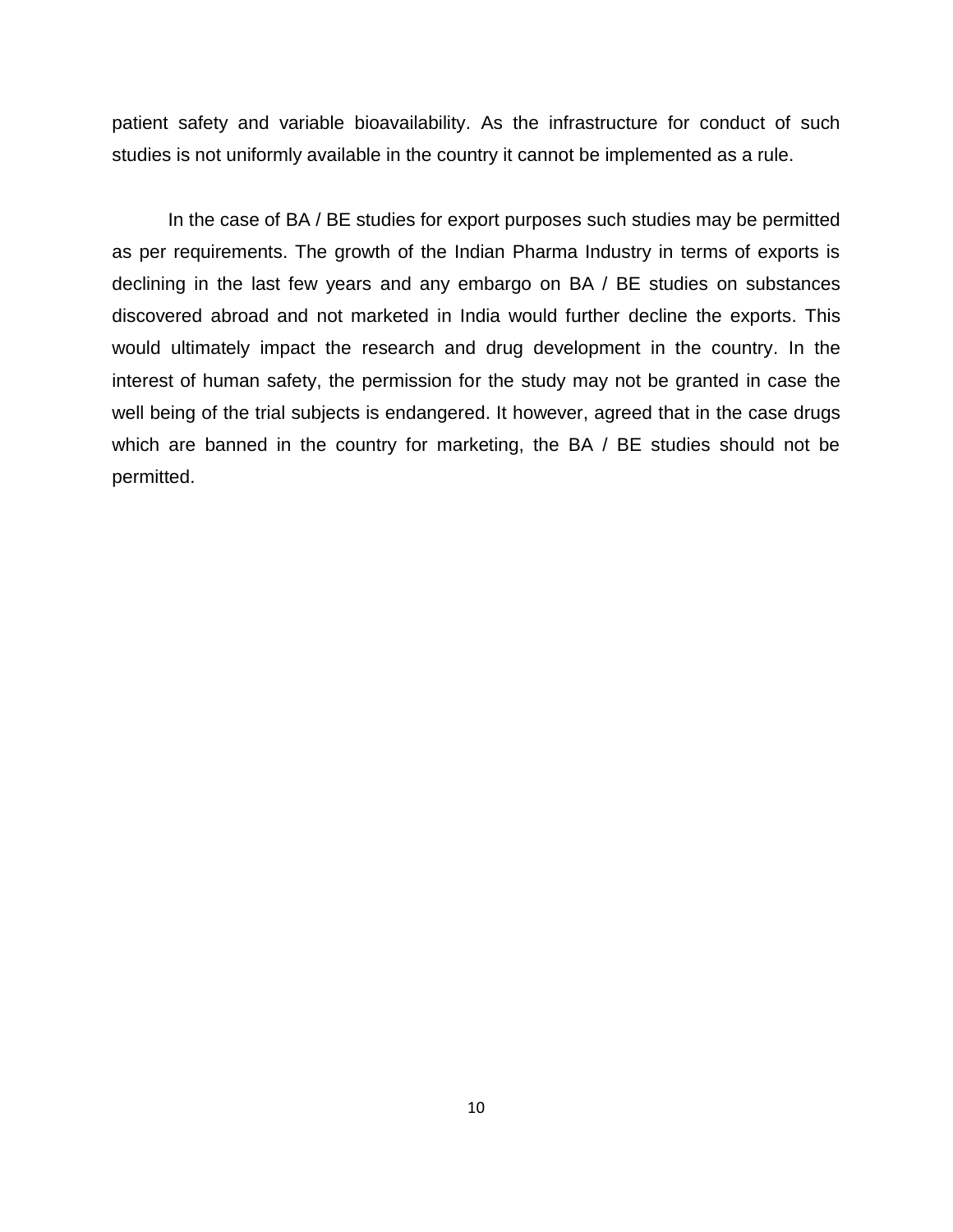patient safety and variable bioavailability. As the infrastructure for conduct of such studies is not uniformly available in the country it cannot be implemented as a rule.

In the case of BA / BE studies for export purposes such studies may be permitted as per requirements. The growth of the Indian Pharma Industry in terms of exports is declining in the last few years and any embargo on BA / BE studies on substances discovered abroad and not marketed in India would further decline the exports. This would ultimately impact the research and drug development in the country. In the interest of human safety, the permission for the study may not be granted in case the well being of the trial subjects is endangered. It however, agreed that in the case drugs which are banned in the country for marketing, the BA / BE studies should not be permitted.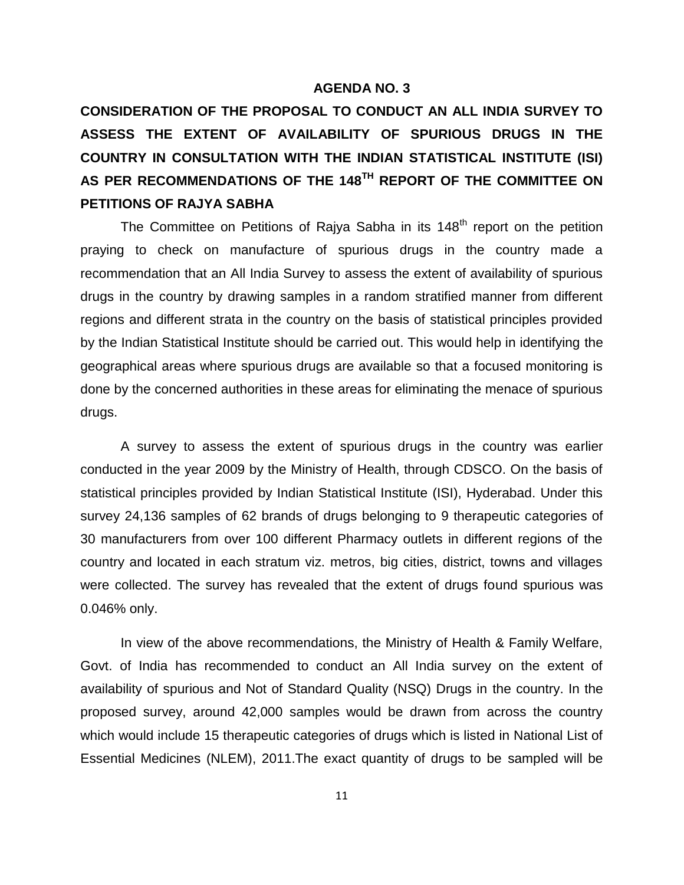**AGENDA NO. 3**

**CONSIDERATION OF THE PROPOSAL TO CONDUCT AN ALL INDIA SURVEY TO ASSESS THE EXTENT OF AVAILABILITY OF SPURIOUS DRUGS IN THE COUNTRY IN CONSULTATION WITH THE INDIAN STATISTICAL INSTITUTE (ISI) AS PER RECOMMENDATIONS OF THE 148TH REPORT OF THE COMMITTEE ON PETITIONS OF RAJYA SABHA**

The Committee on Petitions of Rajya Sabha in its 148th report on the petition praying to check on manufacture of spurious drugs in the country made a recommendation that an All India Survey to assess the extent of availability of spurious drugs in the country by drawing samples in a random stratified manner from different regions and different strata in the country on the basis of statistical principles provided by the Indian Statistical Institute should be carried out. This would help in identifying the geographical areas where spurious drugs are available so that a focused monitoring is done by the concerned authorities in these areas for eliminating the menace of spurious drugs.

A survey to assess the extent of spurious drugs in the country was earlier conducted in the year 2009 by the Ministry of Health, through CDSCO. On the basis of statistical principles provided by Indian Statistical Institute (ISI), Hyderabad. Under this survey 24,136 samples of 62 brands of drugs belonging to 9 therapeutic categories of 30 manufacturers from over 100 different Pharmacy outlets in different regions of the country and located in each stratum viz. metros, big cities, district, towns and villages were collected. The survey has revealed that the extent of drugs found spurious was 0.046% only.

In view of the above recommendations, the Ministry of Health & Family Welfare, Govt. of India has recommended to conduct an All India survey on the extent of availability of spurious and Not of Standard Quality (NSQ) Drugs in the country. In the proposed survey, around 42,000 samples would be drawn from across the country which would include 15 therapeutic categories of drugs which is listed in National List of Essential Medicines (NLEM), 2011.The exact quantity of drugs to be sampled will be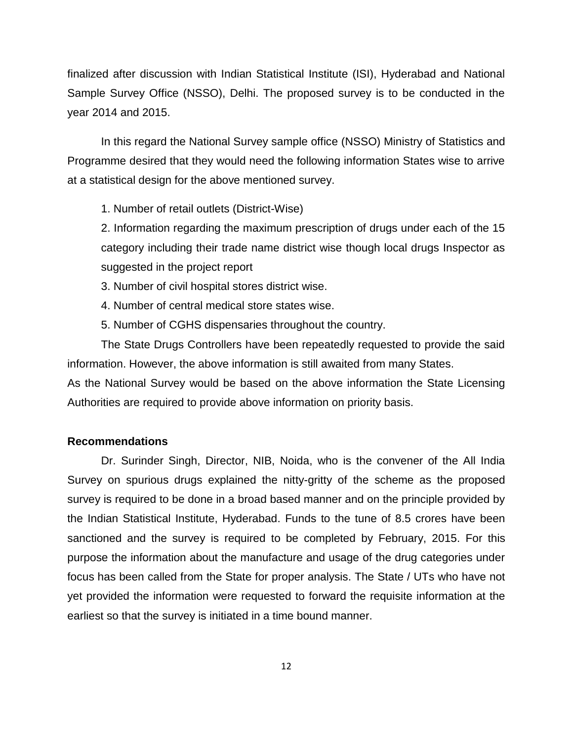finalized after discussion with Indian Statistical Institute (ISI), Hyderabad and National Sample Survey Office (NSSO), Delhi. The proposed survey is to be conducted in the year 2014 and 2015.

In this regard the National Survey sample office (NSSO) Ministry of Statistics and Programme desired that they would need the following information States wise to arrive at a statistical design for the above mentioned survey.

1. Number of retail outlets (District-Wise)
2. Information regarding the maximum prescription of drugs under each of the 15 category including their trade name district wise though local drugs Inspector as suggested in the project report
3. Number of civil hospital stores district wise.
4. Number of central medical store states wise.
5. Number of CGHS dispensaries throughout the country.

The State Drugs Controllers have been repeatedly requested to provide the said information. However, the above information is still awaited from many States.

As the National Survey would be based on the above information the State Licensing Authorities are required to provide above information on priority basis.

**Recommendations**

Dr. Surinder Singh, Director, NIB, Noida, who is the convener of the All India Survey on spurious drugs explained the nitty-gritty of the scheme as the proposed survey is required to be done in a broad based manner and on the principle provided by the Indian Statistical Institute, Hyderabad. Funds to the tune of 8.5 crores have been sanctioned and the survey is required to be completed by February, 2015. For this purpose the information about the manufacture and usage of the drug categories under focus has been called from the State for proper analysis. The State / UTs who have not yet provided the information were requested to forward the requisite information at the earliest so that the survey is initiated in a time bound manner.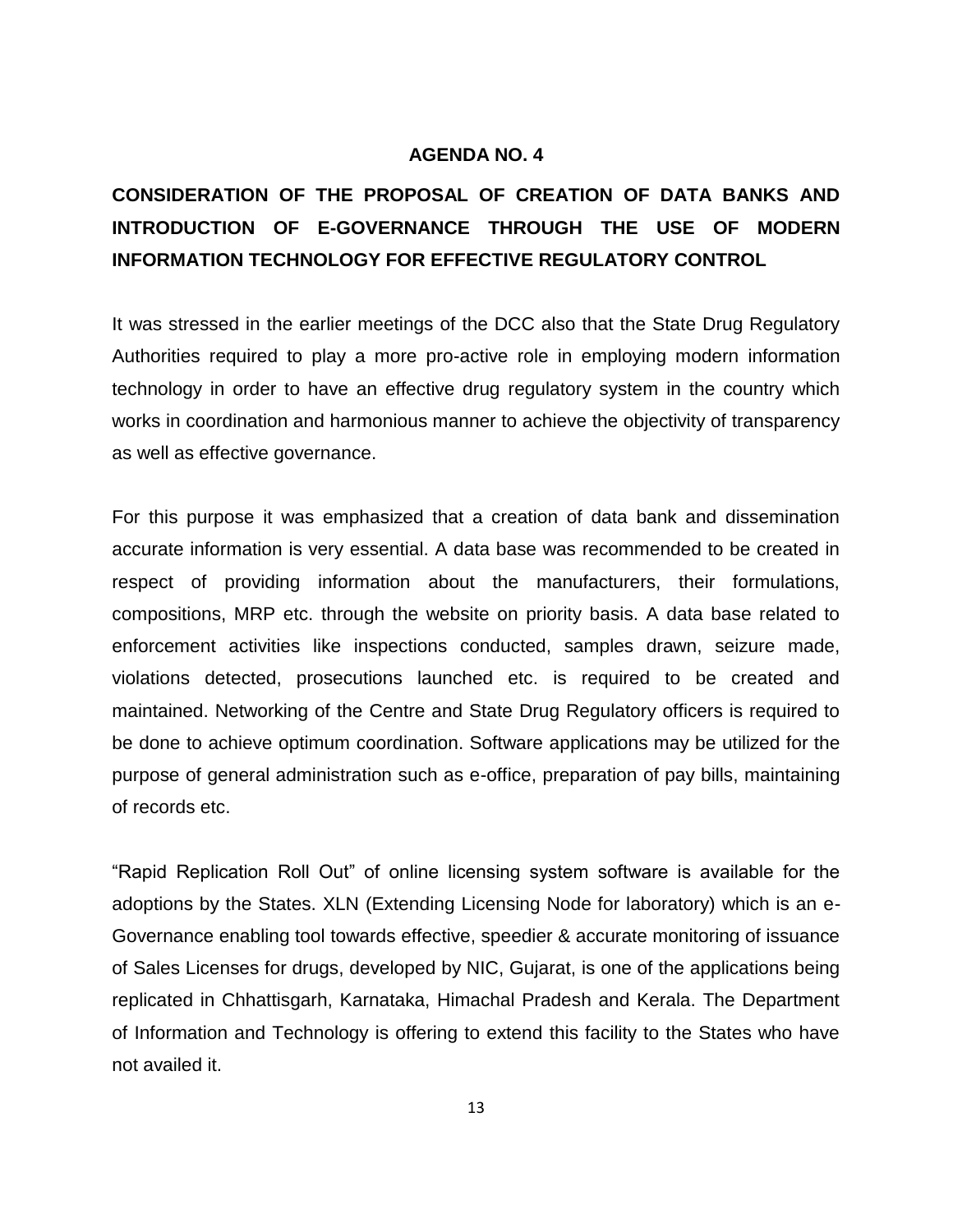## AGENDA NO. 4

## CONSIDERATION OF THE PROPOSAL OF CREATION OF DATA BANKS AND INTRODUCTION OF E-GOVERNANCE THROUGH THE USE OF MODERN INFORMATION TECHNOLOGY FOR EFFECTIVE REGULATORY CONTROL

It was stressed in the earlier meetings of the DCC also that the State Drug Regulatory Authorities required to play a more pro-active role in employing modern information technology in order to have an effective drug regulatory system in the country which works in coordination and harmonious manner to achieve the objectivity of transparency as well as effective governance.

For this purpose it was emphasized that a creation of data bank and dissemination accurate information is very essential. A data base was recommended to be created in respect of providing information about the manufacturers, their formulations, compositions, MRP etc. through the website on priority basis. A data base related to enforcement activities like inspections conducted, samples drawn, seizure made, violations detected, prosecutions launched etc. is required to be created and maintained. Networking of the Centre and State Drug Regulatory officers is required to be done to achieve optimum coordination. Software applications may be utilized for the purpose of general administration such as e-office, preparation of pay bills, maintaining of records etc.

"Rapid Replication Roll Out" of online licensing system software is available for the adoptions by the States. XLN (Extending Licensing Node for laboratory) which is an e-Governance enabling tool towards effective, speedier & accurate monitoring of issuance of Sales Licenses for drugs, developed by NIC, Gujarat, is one of the applications being replicated in Chhattisgarh, Karnataka, Himachal Pradesh and Kerala. The Department of Information and Technology is offering to extend this facility to the States who have not availed it.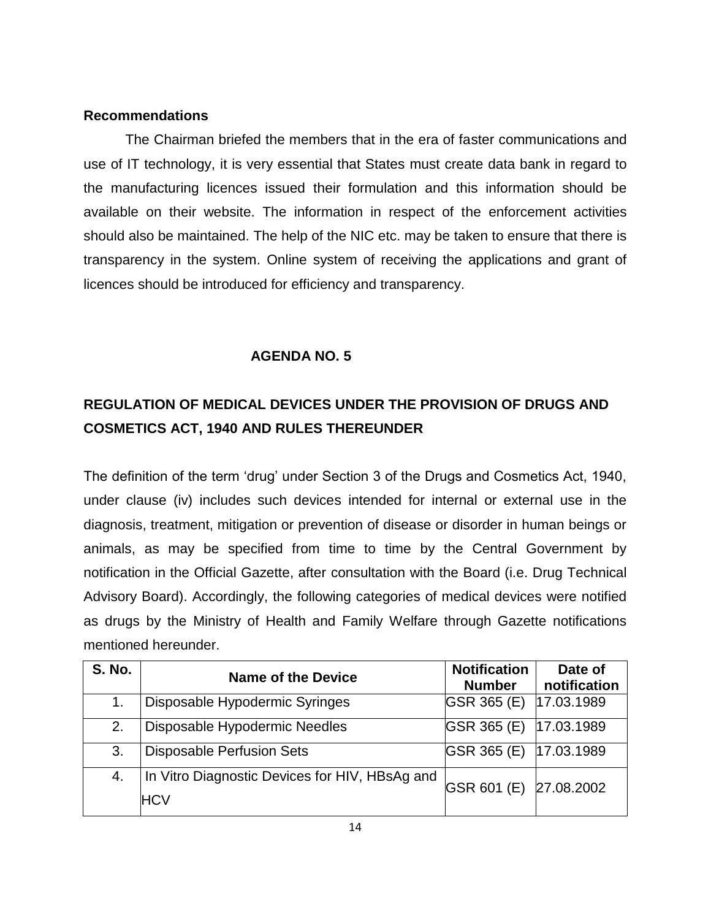**Recommendations**

The Chairman briefed the members that in the era of faster communications and use of IT technology, it is very essential that States must create data bank in regard to the manufacturing licences issued their formulation and this information should be available on their website. The information in respect of the enforcement activities should also be maintained. The help of the NIC etc. may be taken to ensure that there is transparency in the system. Online system of receiving the applications and grant of licences should be introduced for efficiency and transparency.

## AGENDA NO. 5

## REGULATION OF MEDICAL DEVICES UNDER THE PROVISION OF DRUGS AND COSMETICS ACT, 1940 AND RULES THEREUNDER

The definition of the term 'drug' under Section 3 of the Drugs and Cosmetics Act, 1940, under clause (iv) includes such devices intended for internal or external use in the diagnosis, treatment, mitigation or prevention of disease or disorder in human beings or animals, as may be specified from time to time by the Central Government by notification in the Official Gazette, after consultation with the Board (i.e. Drug Technical Advisory Board). Accordingly, the following categories of medical devices were notified as drugs by the Ministry of Health and Family Welfare through Gazette notifications mentioned hereunder.

| S. No. | Name of the Device | Notification Number | Date of notification |
|---|---|---|---|
| 1. | Disposable Hypodermic Syringes | GSR 365 (E) | 17.03.1989 |
| 2. | Disposable Hypodermic Needles | GSR 365 (E) | 17.03.1989 |
| 3. | Disposable Perfusion Sets | GSR 365 (E) | 17.03.1989 |
| 4. | In Vitro Diagnostic Devices for HIV, HBsAg and HCV | GSR 601 (E) | 27.08.2002 |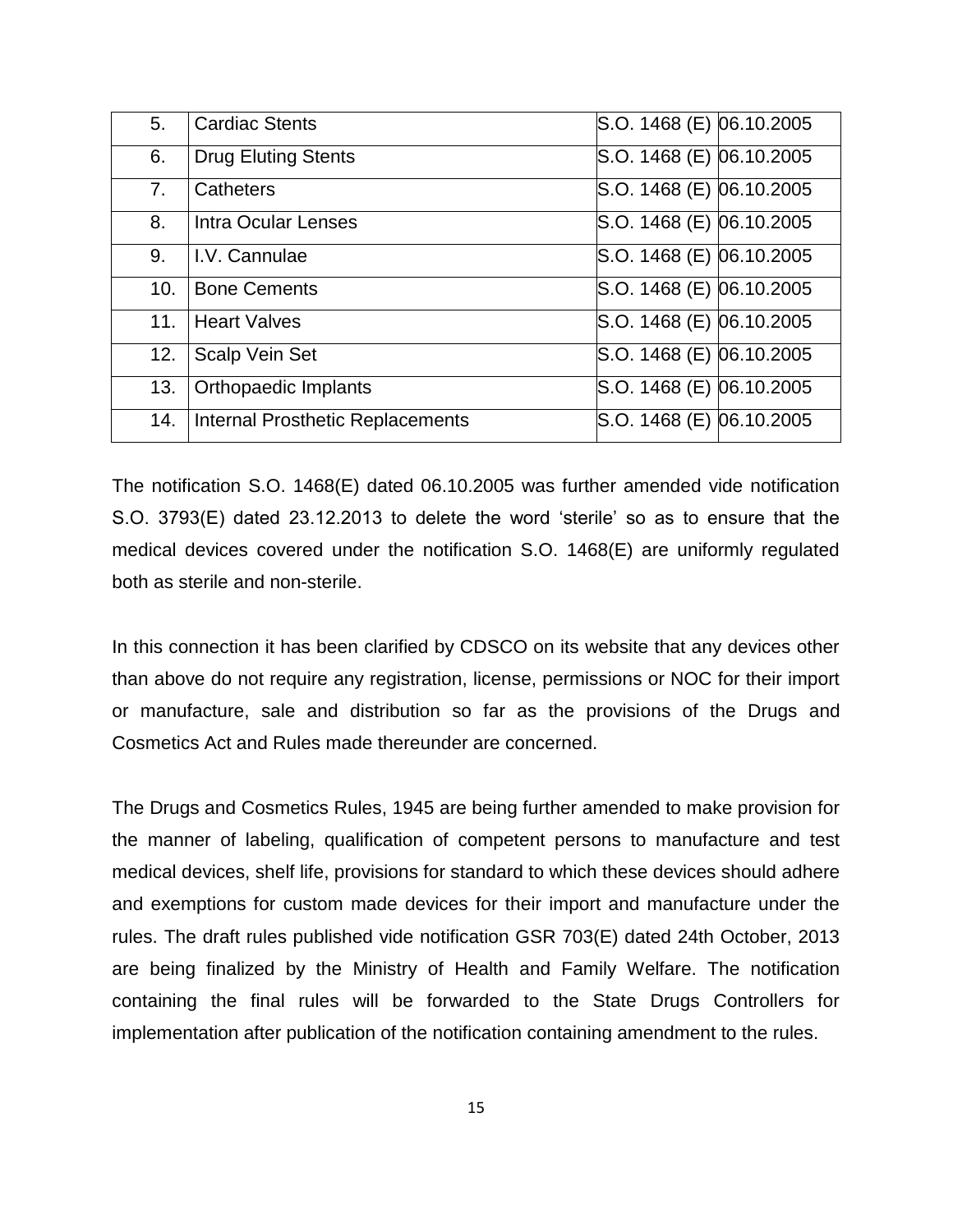| 5. | Cardiac Stents | S.O. 1468 (E) | 06.10.2005 |
|---|---|---|---|
| 6. | Drug Eluting Stents | S.O. 1468 (E) | 06.10.2005 |
| 7. | Catheters | S.O. 1468 (E) | 06.10.2005 |
| 8. | Intra Ocular Lenses | S.O. 1468 (E) | 06.10.2005 |
| 9. | I.V. Cannulae | S.O. 1468 (E) | 06.10.2005 |
| 10. | Bone Cements | S.O. 1468 (E) | 06.10.2005 |
| 11. | Heart Valves | S.O. 1468 (E) | 06.10.2005 |
| 12. | Scalp Vein Set | S.O. 1468 (E) | 06.10.2005 |
| 13. | Orthopaedic Implants | S.O. 1468 (E) | 06.10.2005 |
| 14. | Internal Prosthetic Replacements | S.O. 1468 (E) | 06.10.2005 |

The notification S.O. 1468(E) dated 06.10.2005 was further amended vide notification S.O. 3793(E) dated 23.12.2013 to delete the word 'sterile' so as to ensure that the medical devices covered under the notification S.O. 1468(E) are uniformly regulated both as sterile and non-sterile.

In this connection it has been clarified by CDSCO on its website that any devices other than above do not require any registration, license, permissions or NOC for their import or manufacture, sale and distribution so far as the provisions of the Drugs and Cosmetics Act and Rules made thereunder are concerned.

The Drugs and Cosmetics Rules, 1945 are being further amended to make provision for the manner of labeling, qualification of competent persons to manufacture and test medical devices, shelf life, provisions for standard to which these devices should adhere and exemptions for custom made devices for their import and manufacture under the rules. The draft rules published vide notification GSR 703(E) dated 24th October, 2013 are being finalized by the Ministry of Health and Family Welfare. The notification containing the final rules will be forwarded to the State Drugs Controllers for implementation after publication of the notification containing amendment to the rules.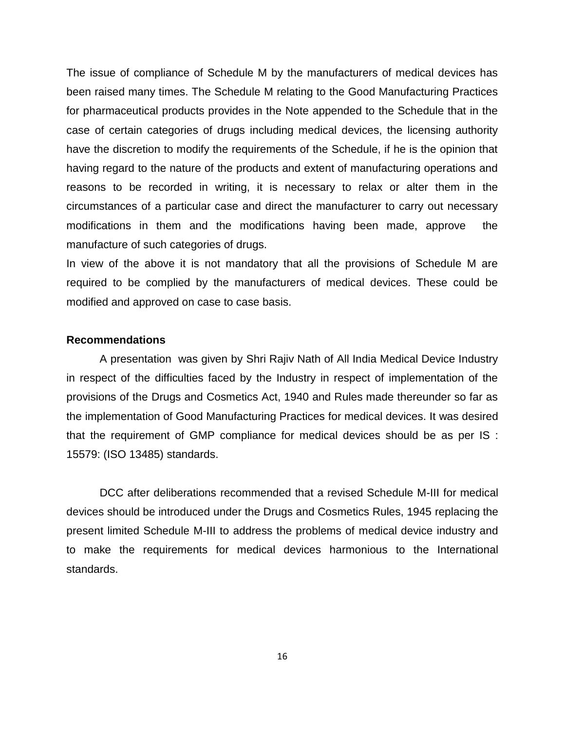The issue of compliance of Schedule M by the manufacturers of medical devices has been raised many times. The Schedule M relating to the Good Manufacturing Practices for pharmaceutical products provides in the Note appended to the Schedule that in the case of certain categories of drugs including medical devices, the licensing authority have the discretion to modify the requirements of the Schedule, if he is the opinion that having regard to the nature of the products and extent of manufacturing operations and reasons to be recorded in writing, it is necessary to relax or alter them in the circumstances of a particular case and direct the manufacturer to carry out necessary modifications in them and the modifications having been made, approve the manufacture of such categories of drugs.

In view of the above it is not mandatory that all the provisions of Schedule M are required to be complied by the manufacturers of medical devices. These could be modified and approved on case to case basis.

**Recommendations**

A presentation was given by Shri Rajiv Nath of All India Medical Device Industry in respect of the difficulties faced by the Industry in respect of implementation of the provisions of the Drugs and Cosmetics Act, 1940 and Rules made thereunder so far as the implementation of Good Manufacturing Practices for medical devices. It was desired that the requirement of GMP compliance for medical devices should be as per IS : 15579: (ISO 13485) standards.

DCC after deliberations recommended that a revised Schedule M-III for medical devices should be introduced under the Drugs and Cosmetics Rules, 1945 replacing the present limited Schedule M-III to address the problems of medical device industry and to make the requirements for medical devices harmonious to the International standards.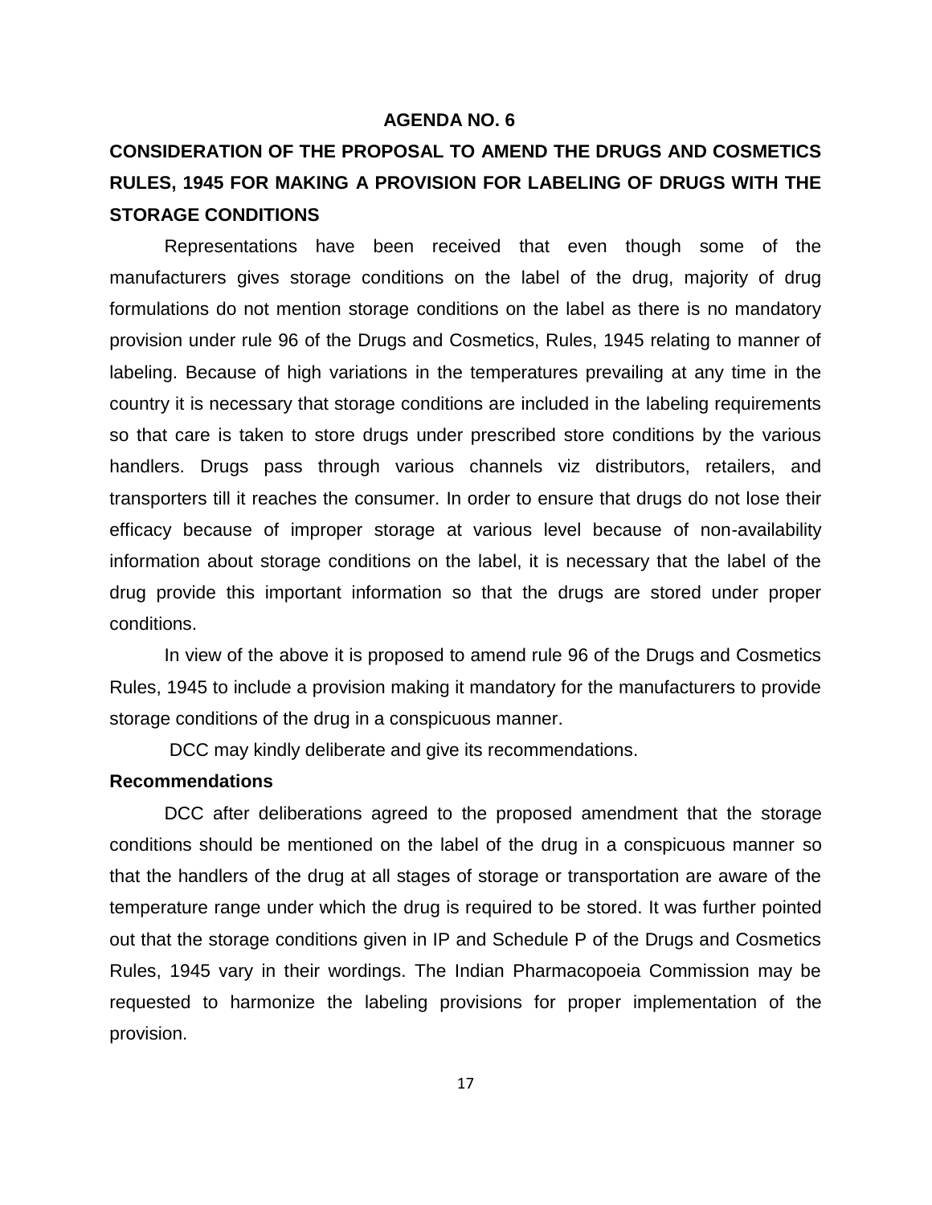**AGENDA NO. 6**

## CONSIDERATION OF THE PROPOSAL TO AMEND THE DRUGS AND COSMETICS RULES, 1945 FOR MAKING A PROVISION FOR LABELING OF DRUGS WITH THE STORAGE CONDITIONS

Representations have been received that even though some of the manufacturers gives storage conditions on the label of the drug, majority of drug formulations do not mention storage conditions on the label as there is no mandatory provision under rule 96 of the Drugs and Cosmetics, Rules, 1945 relating to manner of labeling. Because of high variations in the temperatures prevailing at any time in the country it is necessary that storage conditions are included in the labeling requirements so that care is taken to store drugs under prescribed store conditions by the various handlers. Drugs pass through various channels viz distributors, retailers, and transporters till it reaches the consumer. In order to ensure that drugs do not lose their efficacy because of improper storage at various level because of non-availability information about storage conditions on the label, it is necessary that the label of the drug provide this important information so that the drugs are stored under proper conditions.

In view of the above it is proposed to amend rule 96 of the Drugs and Cosmetics Rules, 1945 to include a provision making it mandatory for the manufacturers to provide storage conditions of the drug in a conspicuous manner.

DCC may kindly deliberate and give its recommendations.

**Recommendations**

DCC after deliberations agreed to the proposed amendment that the storage conditions should be mentioned on the label of the drug in a conspicuous manner so that the handlers of the drug at all stages of storage or transportation are aware of the temperature range under which the drug is required to be stored. It was further pointed out that the storage conditions given in IP and Schedule P of the Drugs and Cosmetics Rules, 1945 vary in their wordings. The Indian Pharmacopoeia Commission may be requested to harmonize the labeling provisions for proper implementation of the provision.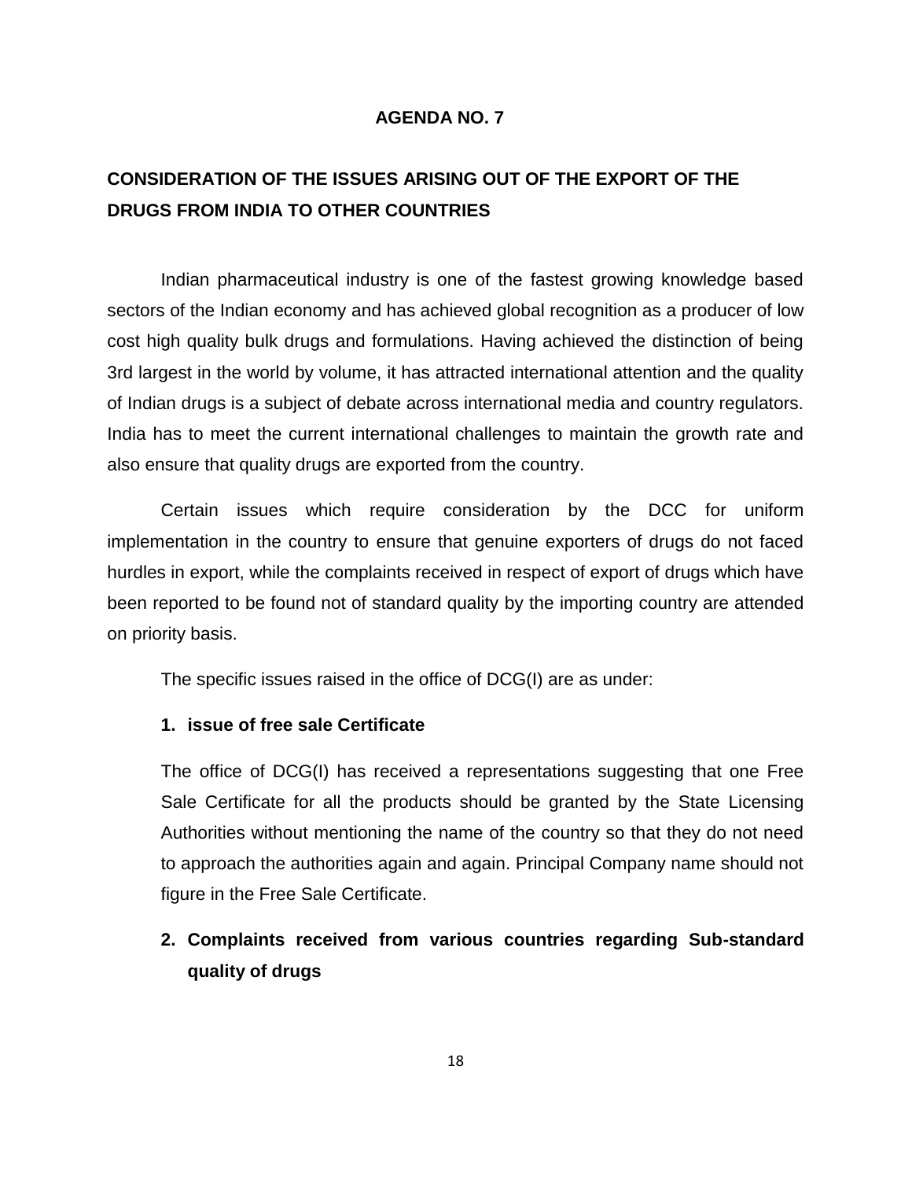**AGENDA NO. 7**

**CONSIDERATION OF THE ISSUES ARISING OUT OF THE EXPORT OF THE DRUGS FROM INDIA TO OTHER COUNTRIES**

Indian pharmaceutical industry is one of the fastest growing knowledge based sectors of the Indian economy and has achieved global recognition as a producer of low cost high quality bulk drugs and formulations. Having achieved the distinction of being 3rd largest in the world by volume, it has attracted international attention and the quality of Indian drugs is a subject of debate across international media and country regulators. India has to meet the current international challenges to maintain the growth rate and also ensure that quality drugs are exported from the country.

Certain issues which require consideration by the DCC for uniform implementation in the country to ensure that genuine exporters of drugs do not faced hurdles in export, while the complaints received in respect of export of drugs which have been reported to be found not of standard quality by the importing country are attended on priority basis.

The specific issues raised in the office of DCG(I) are as under:

1. **issue of free sale Certificate**

   The office of DCG(I) has received a representations suggesting that one Free Sale Certificate for all the products should be granted by the State Licensing Authorities without mentioning the name of the country so that they do not need to approach the authorities again and again. Principal Company name should not figure in the Free Sale Certificate.

2. **Complaints received from various countries regarding Sub-standard quality of drugs**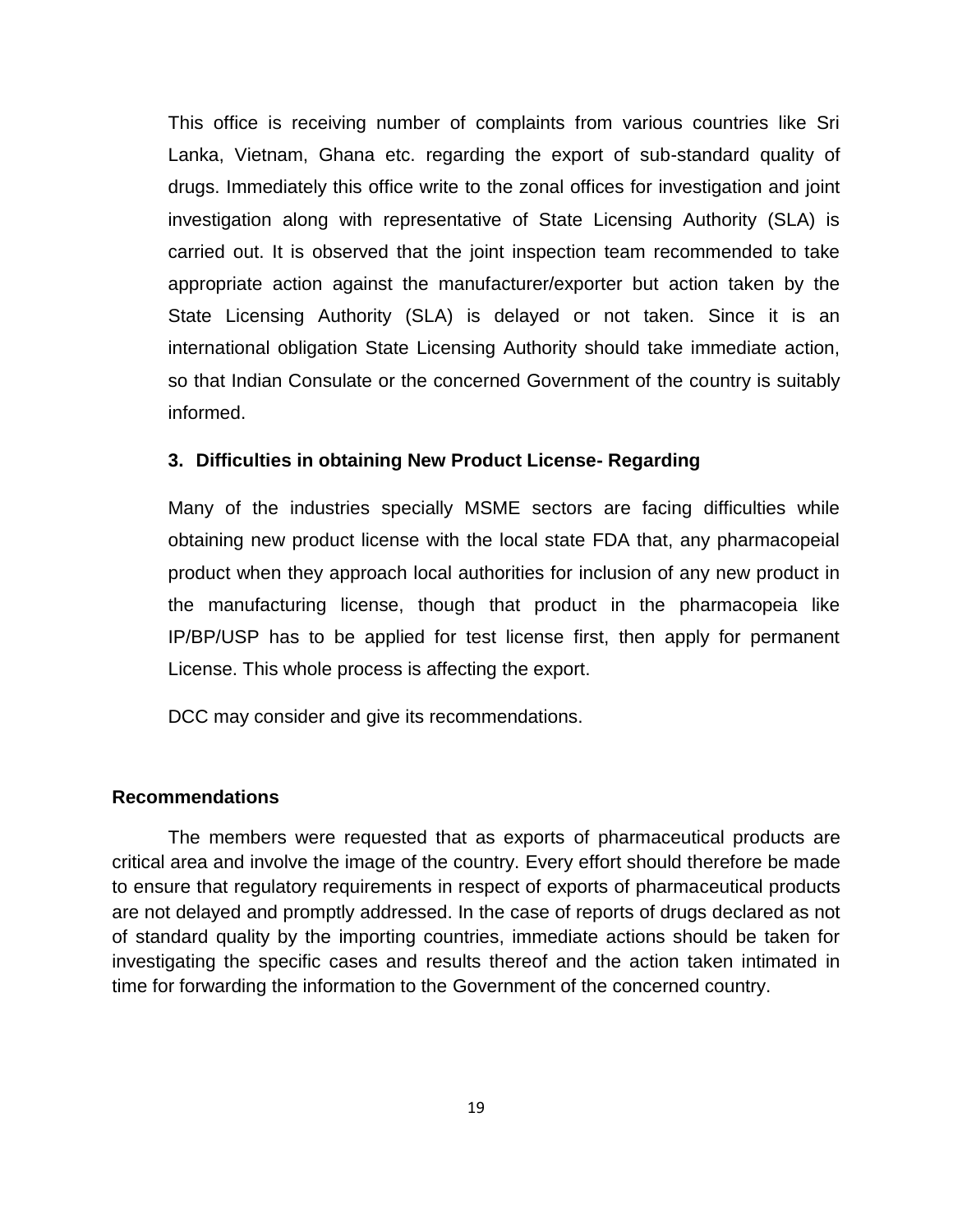This office is receiving number of complaints from various countries like Sri Lanka, Vietnam, Ghana etc. regarding the export of sub-standard quality of drugs. Immediately this office write to the zonal offices for investigation and joint investigation along with representative of State Licensing Authority (SLA) is carried out. It is observed that the joint inspection team recommended to take appropriate action against the manufacturer/exporter but action taken by the State Licensing Authority (SLA) is delayed or not taken. Since it is an international obligation State Licensing Authority should take immediate action, so that Indian Consulate or the concerned Government of the country is suitably informed.

**3. Difficulties in obtaining New Product License- Regarding**

Many of the industries specially MSME sectors are facing difficulties while obtaining new product license with the local state FDA that, any pharmacopeial product when they approach local authorities for inclusion of any new product in the manufacturing license, though that product in the pharmacopeia like IP/BP/USP has to be applied for test license first, then apply for permanent License. This whole process is affecting the export.

DCC may consider and give its recommendations.

**Recommendations**

The members were requested that as exports of pharmaceutical products are critical area and involve the image of the country. Every effort should therefore be made to ensure that regulatory requirements in respect of exports of pharmaceutical products are not delayed and promptly addressed. In the case of reports of drugs declared as not of standard quality by the importing countries, immediate actions should be taken for investigating the specific cases and results thereof and the action taken intimated in time for forwarding the information to the Government of the concerned country.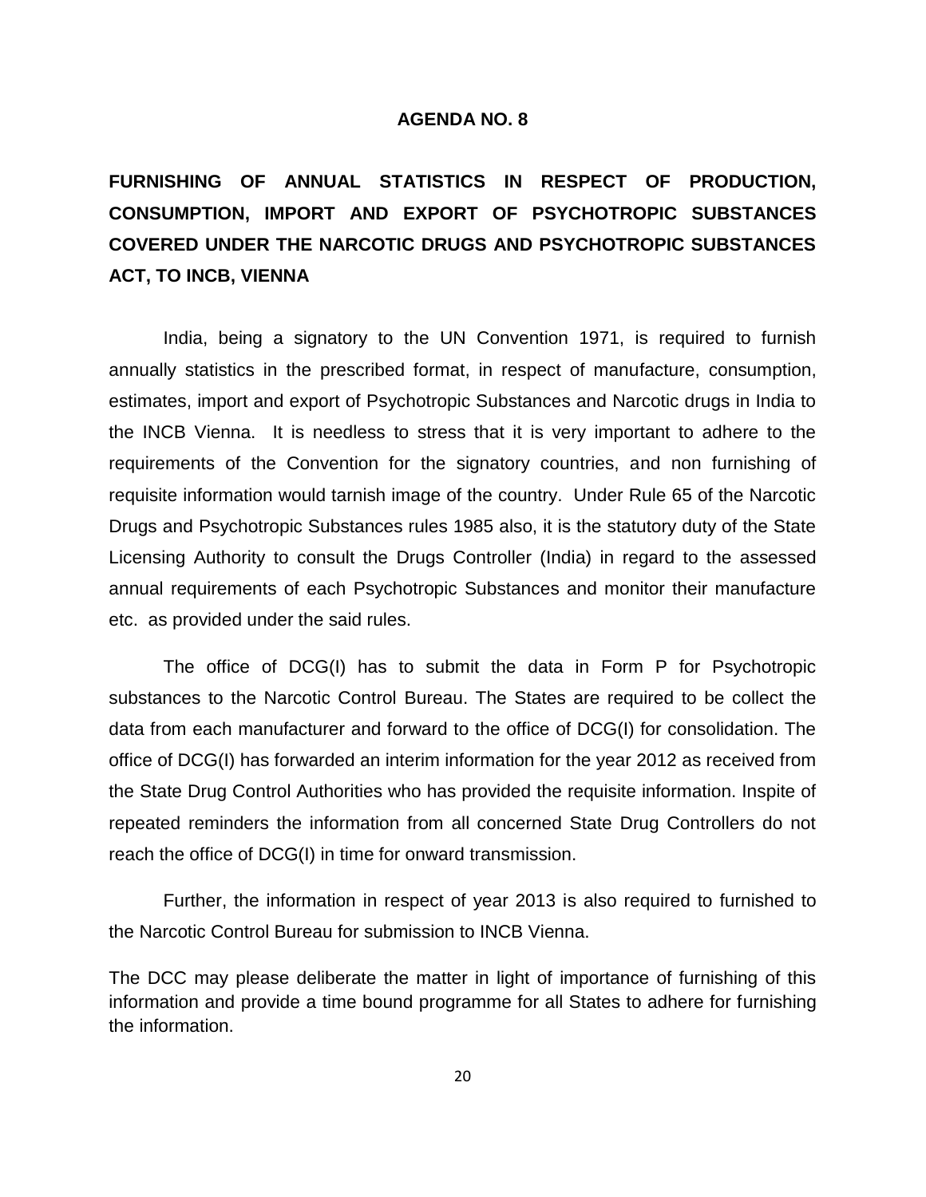## AGENDA NO. 8

**FURNISHING OF ANNUAL STATISTICS IN RESPECT OF PRODUCTION, CONSUMPTION, IMPORT AND EXPORT OF PSYCHOTROPIC SUBSTANCES COVERED UNDER THE NARCOTIC DRUGS AND PSYCHOTROPIC SUBSTANCES ACT, TO INCB, VIENNA**

India, being a signatory to the UN Convention 1971, is required to furnish annually statistics in the prescribed format, in respect of manufacture, consumption, estimates, import and export of Psychotropic Substances and Narcotic drugs in India to the INCB Vienna. It is needless to stress that it is very important to adhere to the requirements of the Convention for the signatory countries, and non furnishing of requisite information would tarnish image of the country. Under Rule 65 of the Narcotic Drugs and Psychotropic Substances rules 1985 also, it is the statutory duty of the State Licensing Authority to consult the Drugs Controller (India) in regard to the assessed annual requirements of each Psychotropic Substances and monitor their manufacture etc. as provided under the said rules.

The office of DCG(I) has to submit the data in Form P for Psychotropic substances to the Narcotic Control Bureau. The States are required to be collect the data from each manufacturer and forward to the office of DCG(I) for consolidation. The office of DCG(I) has forwarded an interim information for the year 2012 as received from the State Drug Control Authorities who has provided the requisite information. Inspite of repeated reminders the information from all concerned State Drug Controllers do not reach the office of DCG(I) in time for onward transmission.

Further, the information in respect of year 2013 is also required to furnished to the Narcotic Control Bureau for submission to INCB Vienna.

The DCC may please deliberate the matter in light of importance of furnishing of this information and provide a time bound programme for all States to adhere for furnishing the information.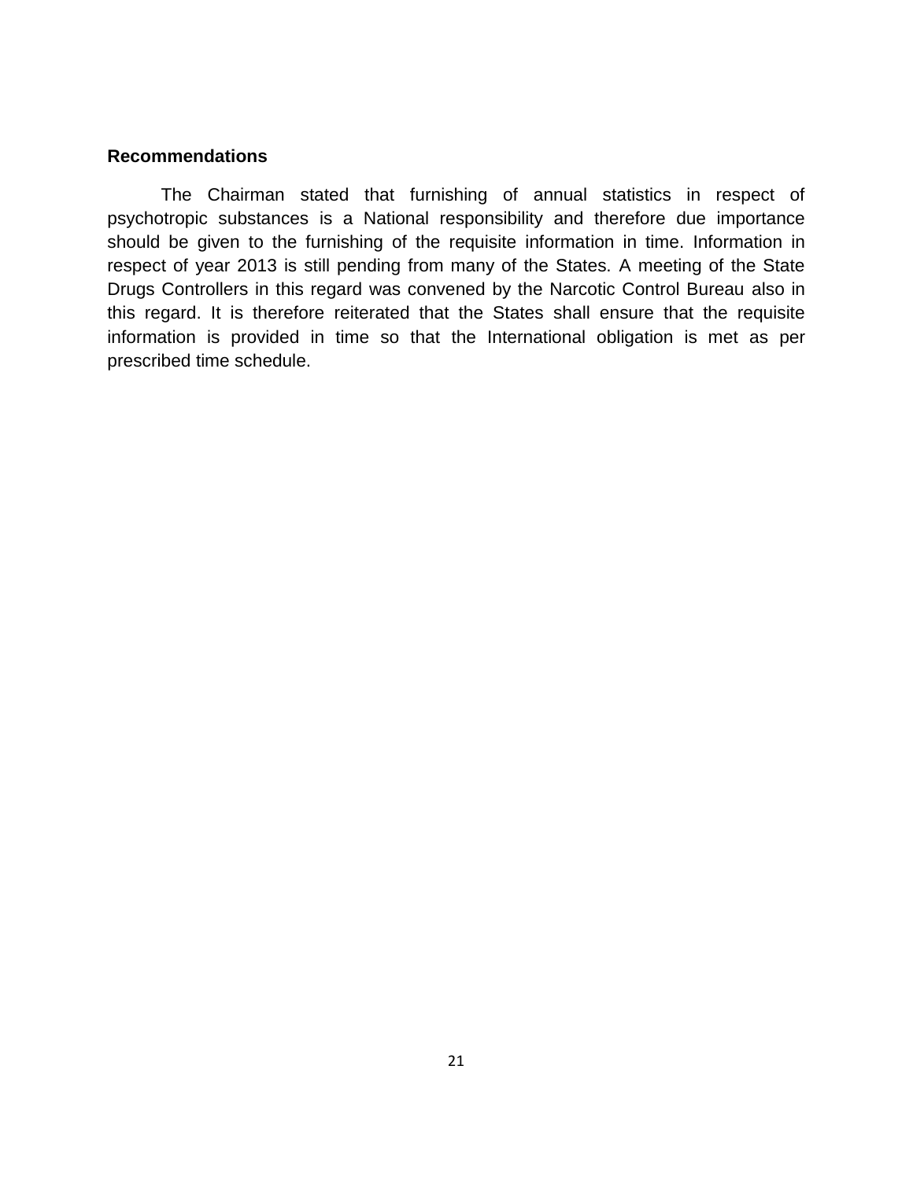**Recommendations**

The Chairman stated that furnishing of annual statistics in respect of psychotropic substances is a National responsibility and therefore due importance should be given to the furnishing of the requisite information in time. Information in respect of year 2013 is still pending from many of the States. A meeting of the State Drugs Controllers in this regard was convened by the Narcotic Control Bureau also in this regard. It is therefore reiterated that the States shall ensure that the requisite information is provided in time so that the International obligation is met as per prescribed time schedule.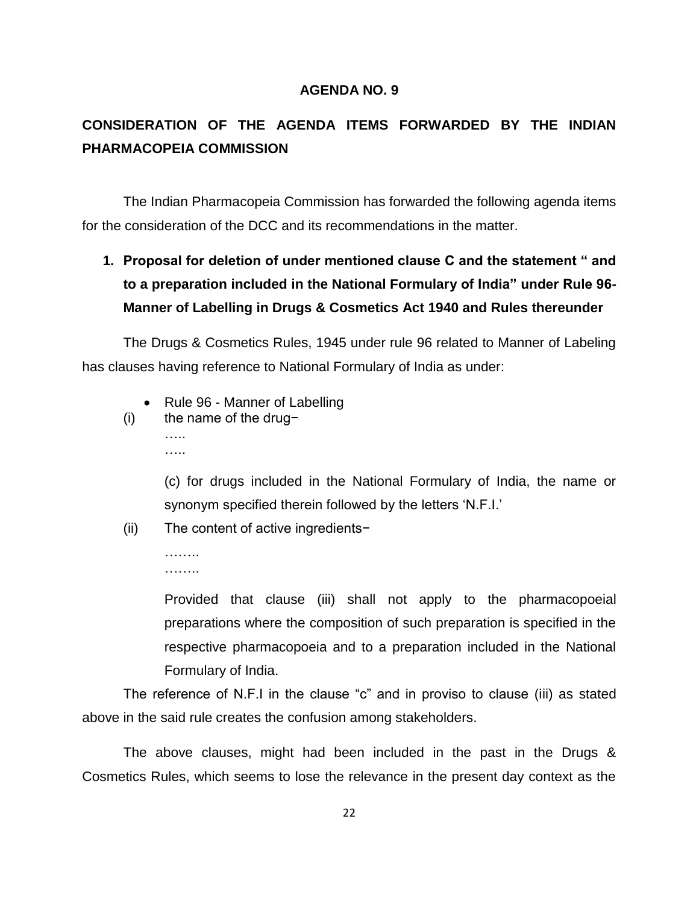## AGENDA NO. 9

## CONSIDERATION OF THE AGENDA ITEMS FORWARDED BY THE INDIAN PHARMACOPEIA COMMISSION

The Indian Pharmacopeia Commission has forwarded the following agenda items for the consideration of the DCC and its recommendations in the matter.

### 1. Proposal for deletion of under mentioned clause C and the statement " and to a preparation included in the National Formulary of India" under Rule 96- Manner of Labelling in Drugs & Cosmetics Act 1940 and Rules thereunder

The Drugs & Cosmetics Rules, 1945 under rule 96 related to Manner of Labeling has clauses having reference to National Formulary of India as under:

- Rule 96 - Manner of Labelling

(i) the name of the drug−

…..

…..

(c) for drugs included in the National Formulary of India, the name or synonym specified therein followed by the letters 'N.F.I.'

(ii) The content of active ingredients−

……..

……..

Provided that clause (iii) shall not apply to the pharmacopoeial preparations where the composition of such preparation is specified in the respective pharmacopoeia and to a preparation included in the National Formulary of India.

The reference of N.F.I in the clause "c" and in proviso to clause (iii) as stated above in the said rule creates the confusion among stakeholders.

The above clauses, might had been included in the past in the Drugs & Cosmetics Rules, which seems to lose the relevance in the present day context as the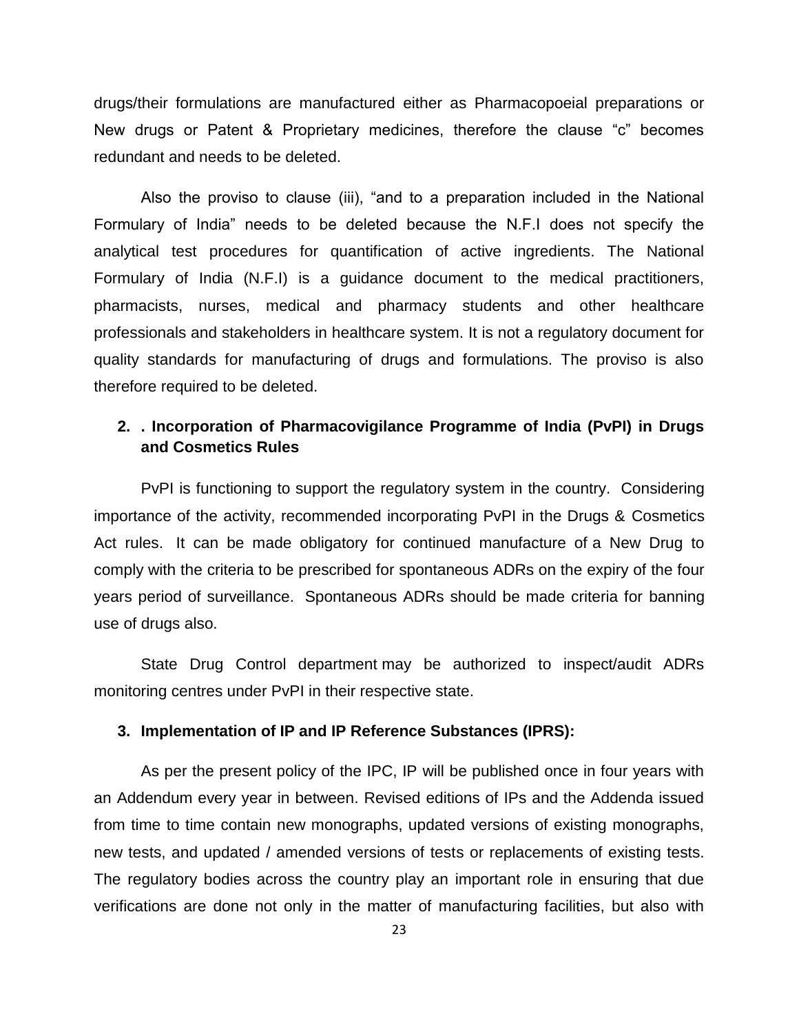drugs/their formulations are manufactured either as Pharmacopoeial preparations or New drugs or Patent & Proprietary medicines, therefore the clause "c" becomes redundant and needs to be deleted.

Also the proviso to clause (iii), "and to a preparation included in the National Formulary of India" needs to be deleted because the N.F.I does not specify the analytical test procedures for quantification of active ingredients. The National Formulary of India (N.F.I) is a guidance document to the medical practitioners, pharmacists, nurses, medical and pharmacy students and other healthcare professionals and stakeholders in healthcare system. It is not a regulatory document for quality standards for manufacturing of drugs and formulations. The proviso is also therefore required to be deleted.

**2. . Incorporation of Pharmacovigilance Programme of India (PvPI) in Drugs and Cosmetics Rules**

PvPI is functioning to support the regulatory system in the country. Considering importance of the activity, recommended incorporating PvPI in the Drugs & Cosmetics Act rules. It can be made obligatory for continued manufacture of a New Drug to comply with the criteria to be prescribed for spontaneous ADRs on the expiry of the four years period of surveillance. Spontaneous ADRs should be made criteria for banning use of drugs also.

State Drug Control department may be authorized to inspect/audit ADRs monitoring centres under PvPI in their respective state.

**3. Implementation of IP and IP Reference Substances (IPRS):**

As per the present policy of the IPC, IP will be published once in four years with an Addendum every year in between. Revised editions of IPs and the Addenda issued from time to time contain new monographs, updated versions of existing monographs, new tests, and updated / amended versions of tests or replacements of existing tests. The regulatory bodies across the country play an important role in ensuring that due verifications are done not only in the matter of manufacturing facilities, but also with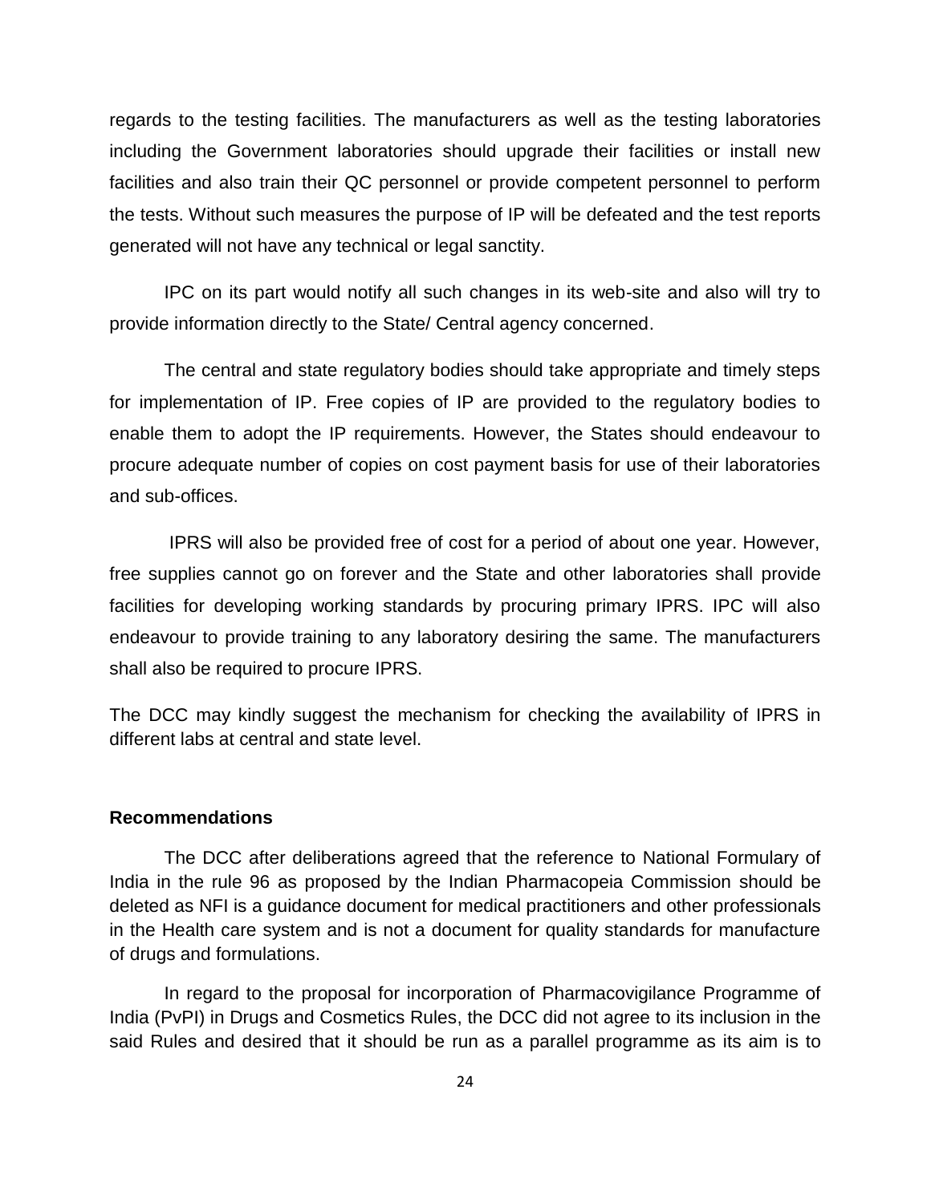regards to the testing facilities. The manufacturers as well as the testing laboratories including the Government laboratories should upgrade their facilities or install new facilities and also train their QC personnel or provide competent personnel to perform the tests. Without such measures the purpose of IP will be defeated and the test reports generated will not have any technical or legal sanctity.

IPC on its part would notify all such changes in its web-site and also will try to provide information directly to the State/ Central agency concerned.

The central and state regulatory bodies should take appropriate and timely steps for implementation of IP. Free copies of IP are provided to the regulatory bodies to enable them to adopt the IP requirements. However, the States should endeavour to procure adequate number of copies on cost payment basis for use of their laboratories and sub-offices.

IPRS will also be provided free of cost for a period of about one year. However, free supplies cannot go on forever and the State and other laboratories shall provide facilities for developing working standards by procuring primary IPRS. IPC will also endeavour to provide training to any laboratory desiring the same. The manufacturers shall also be required to procure IPRS.

The DCC may kindly suggest the mechanism for checking the availability of IPRS in different labs at central and state level.

**Recommendations**

The DCC after deliberations agreed that the reference to National Formulary of India in the rule 96 as proposed by the Indian Pharmacopeia Commission should be deleted as NFI is a guidance document for medical practitioners and other professionals in the Health care system and is not a document for quality standards for manufacture of drugs and formulations.

In regard to the proposal for incorporation of Pharmacovigilance Programme of India (PvPI) in Drugs and Cosmetics Rules, the DCC did not agree to its inclusion in the said Rules and desired that it should be run as a parallel programme as its aim is to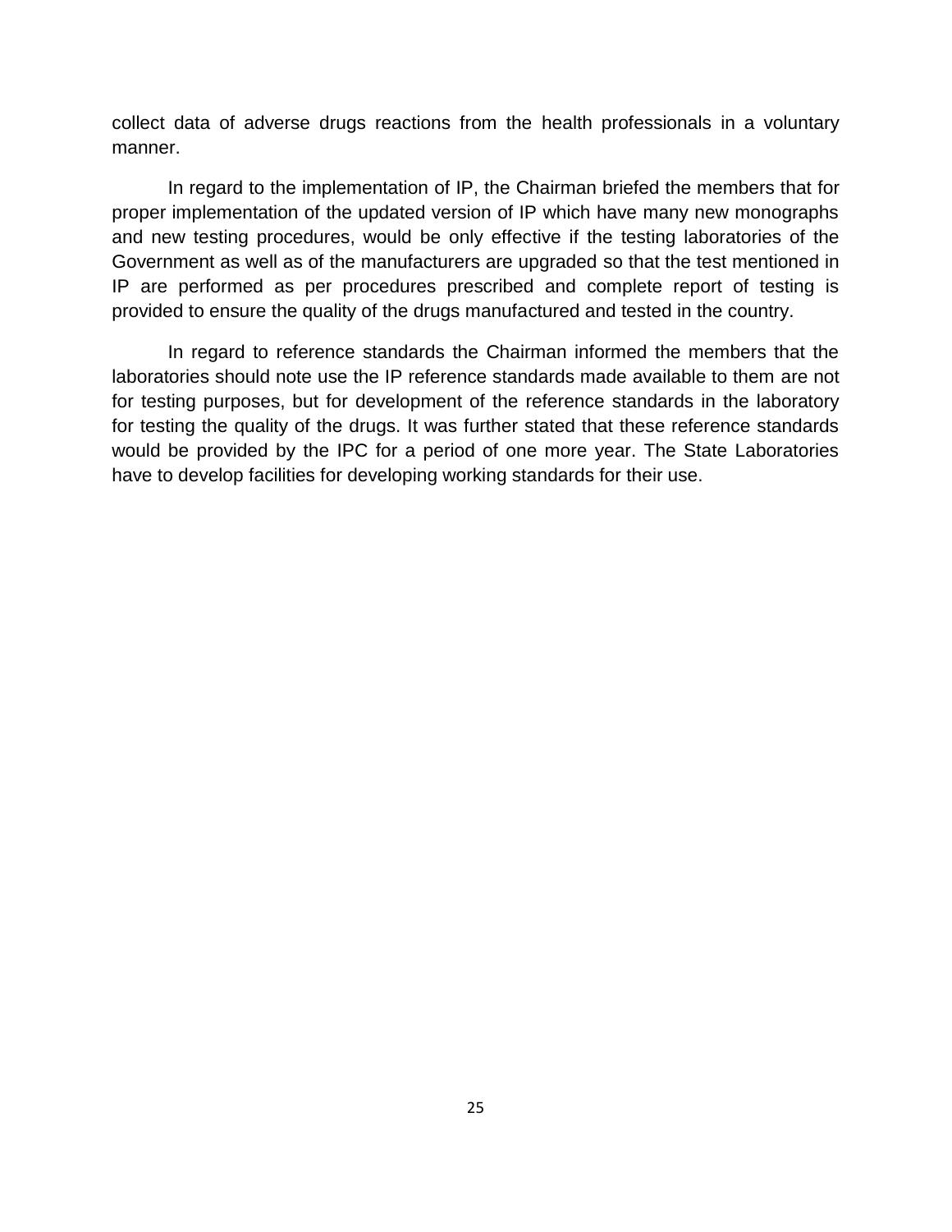collect data of adverse drugs reactions from the health professionals in a voluntary manner.

In regard to the implementation of IP, the Chairman briefed the members that for proper implementation of the updated version of IP which have many new monographs and new testing procedures, would be only effective if the testing laboratories of the Government as well as of the manufacturers are upgraded so that the test mentioned in IP are performed as per procedures prescribed and complete report of testing is provided to ensure the quality of the drugs manufactured and tested in the country.

In regard to reference standards the Chairman informed the members that the laboratories should note use the IP reference standards made available to them are not for testing purposes, but for development of the reference standards in the laboratory for testing the quality of the drugs. It was further stated that these reference standards would be provided by the IPC for a period of one more year. The State Laboratories have to develop facilities for developing working standards for their use.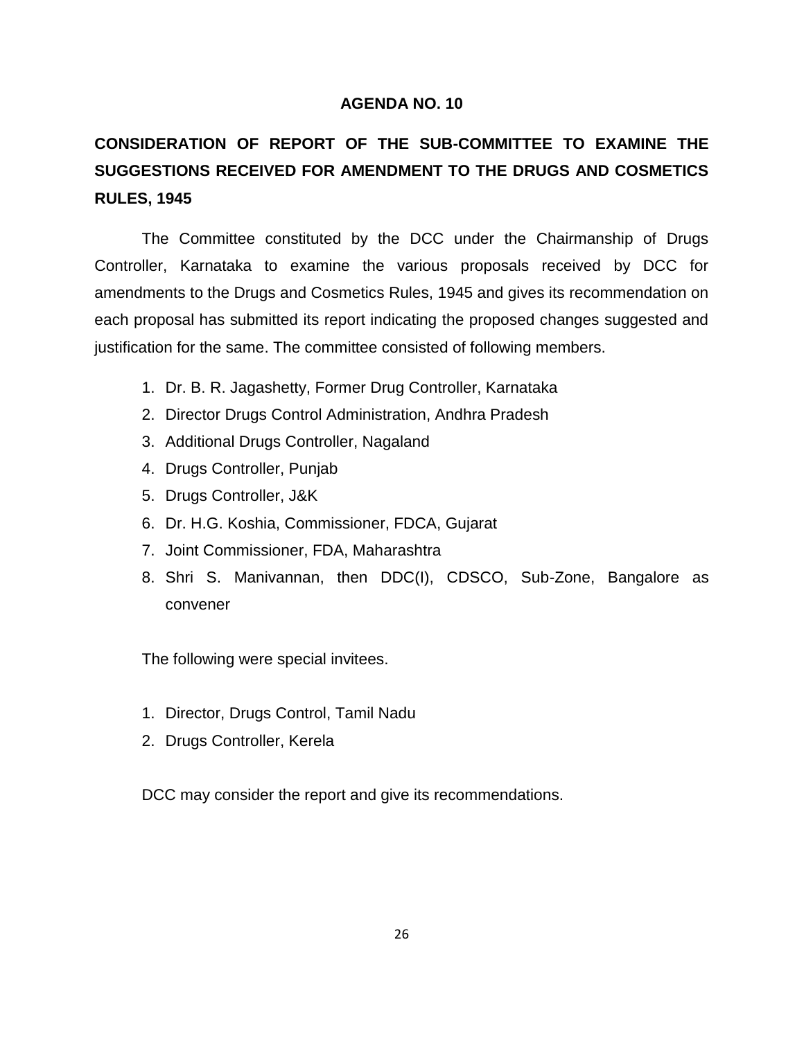## AGENDA NO. 10

## CONSIDERATION OF REPORT OF THE SUB-COMMITTEE TO EXAMINE THE SUGGESTIONS RECEIVED FOR AMENDMENT TO THE DRUGS AND COSMETICS RULES, 1945

The Committee constituted by the DCC under the Chairmanship of Drugs Controller, Karnataka to examine the various proposals received by DCC for amendments to the Drugs and Cosmetics Rules, 1945 and gives its recommendation on each proposal has submitted its report indicating the proposed changes suggested and justification for the same. The committee consisted of following members.

1. Dr. B. R. Jagashetty, Former Drug Controller, Karnataka
2. Director Drugs Control Administration, Andhra Pradesh
3. Additional Drugs Controller, Nagaland
4. Drugs Controller, Punjab
5. Drugs Controller, J&K
6. Dr. H.G. Koshia, Commissioner, FDCA, Gujarat
7. Joint Commissioner, FDA, Maharashtra
8. Shri S. Manivannan, then DDC(I), CDSCO, Sub-Zone, Bangalore as convener

The following were special invitees.

1. Director, Drugs Control, Tamil Nadu
2. Drugs Controller, Kerela

DCC may consider the report and give its recommendations.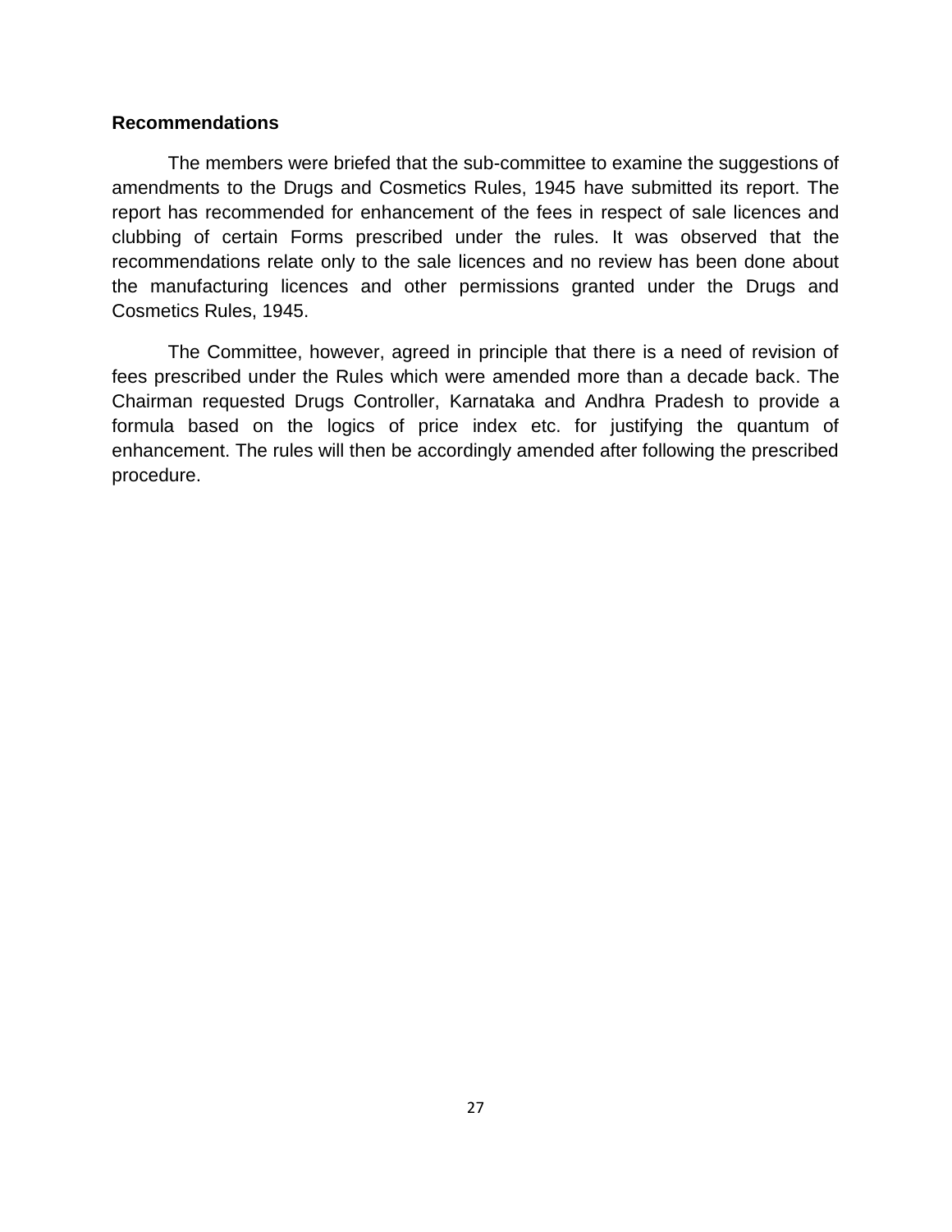**Recommendations**

The members were briefed that the sub-committee to examine the suggestions of amendments to the Drugs and Cosmetics Rules, 1945 have submitted its report. The report has recommended for enhancement of the fees in respect of sale licences and clubbing of certain Forms prescribed under the rules. It was observed that the recommendations relate only to the sale licences and no review has been done about the manufacturing licences and other permissions granted under the Drugs and Cosmetics Rules, 1945.

The Committee, however, agreed in principle that there is a need of revision of fees prescribed under the Rules which were amended more than a decade back. The Chairman requested Drugs Controller, Karnataka and Andhra Pradesh to provide a formula based on the logics of price index etc. for justifying the quantum of enhancement. The rules will then be accordingly amended after following the prescribed procedure.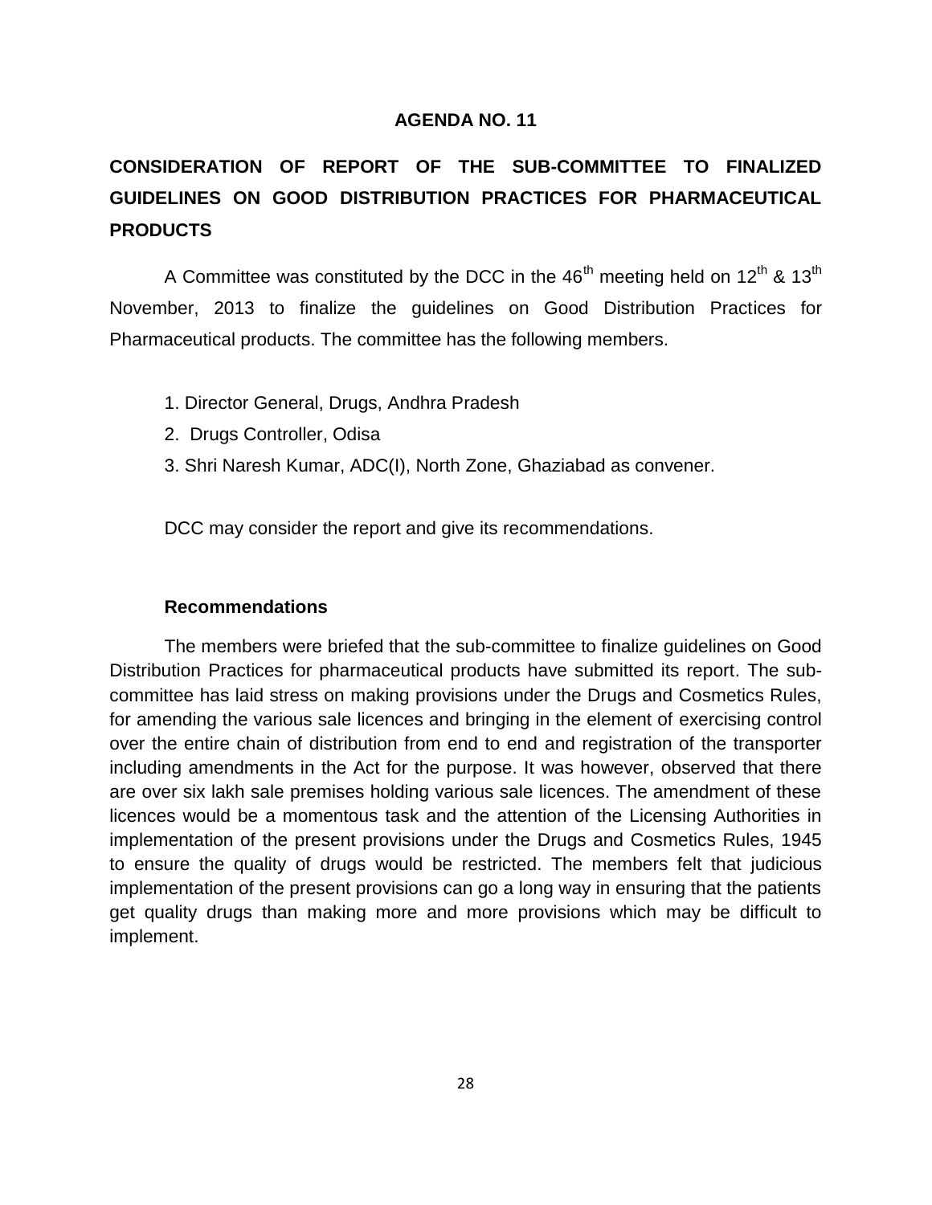## AGENDA NO. 11

## CONSIDERATION OF REPORT OF THE SUB-COMMITTEE TO FINALIZED GUIDELINES ON GOOD DISTRIBUTION PRACTICES FOR PHARMACEUTICAL PRODUCTS

A Committee was constituted by the DCC in the 46th meeting held on 12th & 13th November, 2013 to finalize the guidelines on Good Distribution Practices for Pharmaceutical products. The committee has the following members.

1. Director General, Drugs, Andhra Pradesh
2. Drugs Controller, Odisa
3. Shri Naresh Kumar, ADC(I), North Zone, Ghaziabad as convener.

DCC may consider the report and give its recommendations.

**Recommendations**

The members were briefed that the sub-committee to finalize guidelines on Good Distribution Practices for pharmaceutical products have submitted its report. The sub-committee has laid stress on making provisions under the Drugs and Cosmetics Rules, for amending the various sale licences and bringing in the element of exercising control over the entire chain of distribution from end to end and registration of the transporter including amendments in the Act for the purpose. It was however, observed that there are over six lakh sale premises holding various sale licences. The amendment of these licences would be a momentous task and the attention of the Licensing Authorities in implementation of the present provisions under the Drugs and Cosmetics Rules, 1945 to ensure the quality of drugs would be restricted. The members felt that judicious implementation of the present provisions can go a long way in ensuring that the patients get quality drugs than making more and more provisions which may be difficult to implement.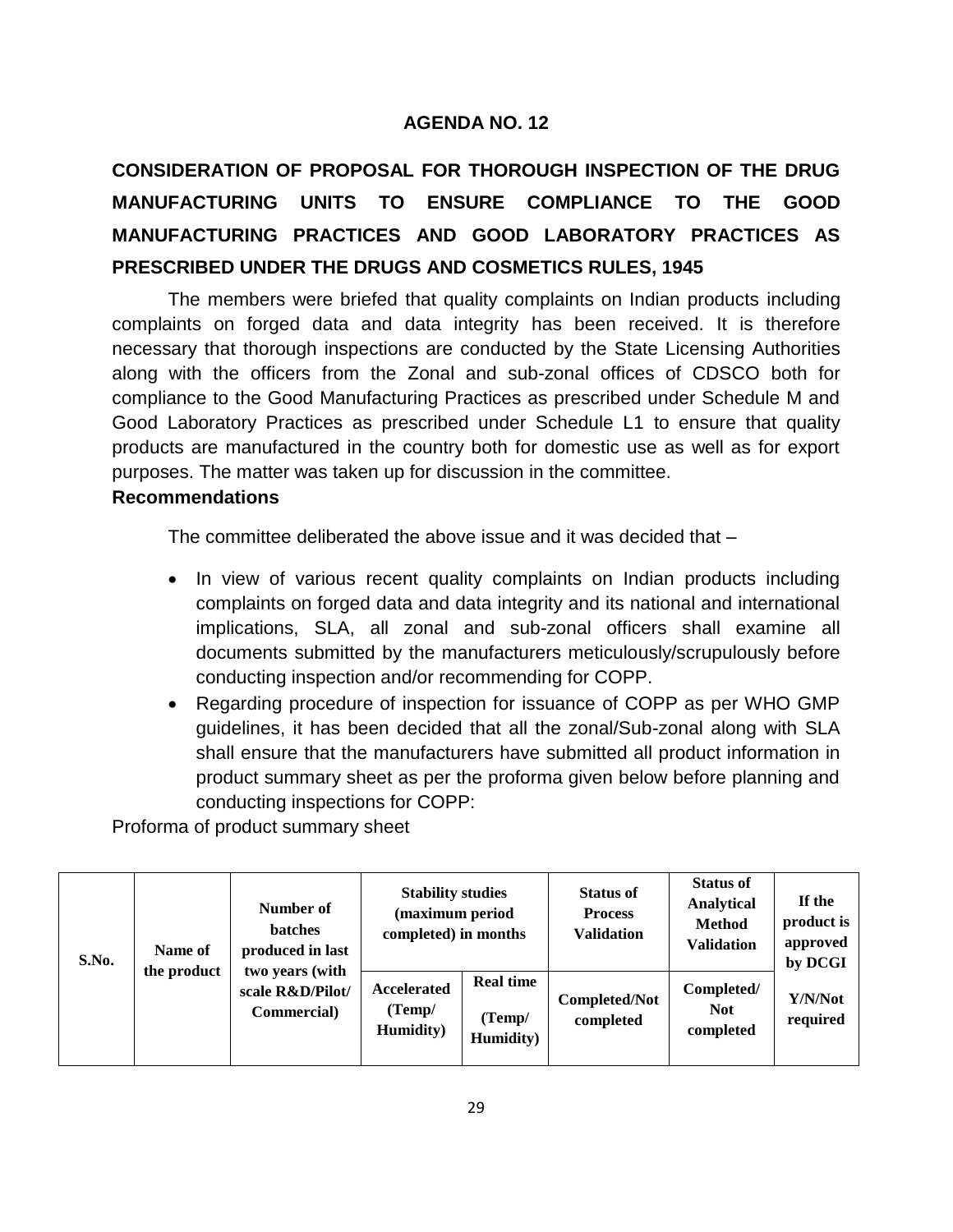## AGENDA NO. 12

## CONSIDERATION OF PROPOSAL FOR THOROUGH INSPECTION OF THE DRUG MANUFACTURING UNITS TO ENSURE COMPLIANCE TO THE GOOD MANUFACTURING PRACTICES AND GOOD LABORATORY PRACTICES AS PRESCRIBED UNDER THE DRUGS AND COSMETICS RULES, 1945

The members were briefed that quality complaints on Indian products including complaints on forged data and data integrity has been received. It is therefore necessary that thorough inspections are conducted by the State Licensing Authorities along with the officers from the Zonal and sub-zonal offices of CDSCO both for compliance to the Good Manufacturing Practices as prescribed under Schedule M and Good Laboratory Practices as prescribed under Schedule L1 to ensure that quality products are manufactured in the country both for domestic use as well as for export purposes. The matter was taken up for discussion in the committee.

**Recommendations**

The committee deliberated the above issue and it was decided that –

- In view of various recent quality complaints on Indian products including complaints on forged data and data integrity and its national and international implications, SLA, all zonal and sub-zonal officers shall examine all documents submitted by the manufacturers meticulously/scrupulously before conducting inspection and/or recommending for COPP.
- Regarding procedure of inspection for issuance of COPP as per WHO GMP guidelines, it has been decided that all the zonal/Sub-zonal along with SLA shall ensure that the manufacturers have submitted all product information in product summary sheet as per the proforma given below before planning and conducting inspections for COPP:

Proforma of product summary sheet

| S.No. | Name of the product | Number of batches produced in last two years (with scale R&D/Pilot/ Commercial) | Stability studies (maximum period completed) in months | | Status of Process Validation | Status of Analytical Method Validation | If the product is approved by DCGI |
|---|---|---|---|---|---|---|---|
| | | | Accelerated (Temp/ Humidity) | Real time (Temp/ Humidity) | Completed/Not completed | Completed/ Not completed | Y/N/Not required |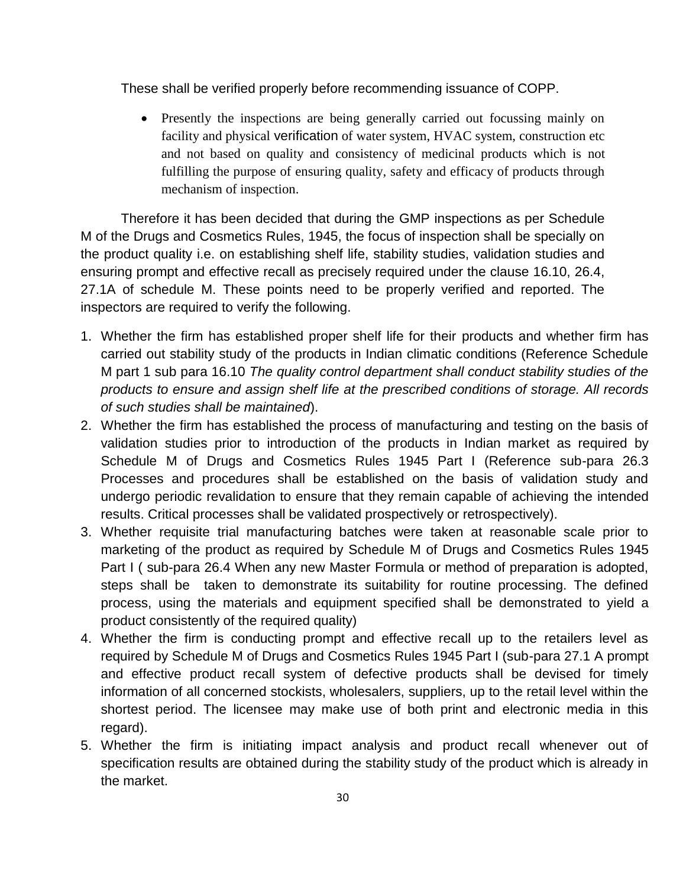These shall be verified properly before recommending issuance of COPP.

- Presently the inspections are being generally carried out focussing mainly on facility and physical verification of water system, HVAC system, construction etc and not based on quality and consistency of medicinal products which is not fulfilling the purpose of ensuring quality, safety and efficacy of products through mechanism of inspection.

Therefore it has been decided that during the GMP inspections as per Schedule M of the Drugs and Cosmetics Rules, 1945, the focus of inspection shall be specially on the product quality i.e. on establishing shelf life, stability studies, validation studies and ensuring prompt and effective recall as precisely required under the clause 16.10, 26.4, 27.1A of schedule M. These points need to be properly verified and reported. The inspectors are required to verify the following.

1. Whether the firm has established proper shelf life for their products and whether firm has carried out stability study of the products in Indian climatic conditions (Reference Schedule M part 1 sub para 16.10 *The quality control department shall conduct stability studies of the products to ensure and assign shelf life at the prescribed conditions of storage. All records of such studies shall be maintained*).
2. Whether the firm has established the process of manufacturing and testing on the basis of validation studies prior to introduction of the products in Indian market as required by Schedule M of Drugs and Cosmetics Rules 1945 Part I (Reference sub-para 26.3 Processes and procedures shall be established on the basis of validation study and undergo periodic revalidation to ensure that they remain capable of achieving the intended results. Critical processes shall be validated prospectively or retrospectively).
3. Whether requisite trial manufacturing batches were taken at reasonable scale prior to marketing of the product as required by Schedule M of Drugs and Cosmetics Rules 1945 Part I ( sub-para 26.4 When any new Master Formula or method of preparation is adopted, steps shall be taken to demonstrate its suitability for routine processing. The defined process, using the materials and equipment specified shall be demonstrated to yield a product consistently of the required quality)
4. Whether the firm is conducting prompt and effective recall up to the retailers level as required by Schedule M of Drugs and Cosmetics Rules 1945 Part I (sub-para 27.1 A prompt and effective product recall system of defective products shall be devised for timely information of all concerned stockists, wholesalers, suppliers, up to the retail level within the shortest period. The licensee may make use of both print and electronic media in this regard).
5. Whether the firm is initiating impact analysis and product recall whenever out of specification results are obtained during the stability study of the product which is already in the market.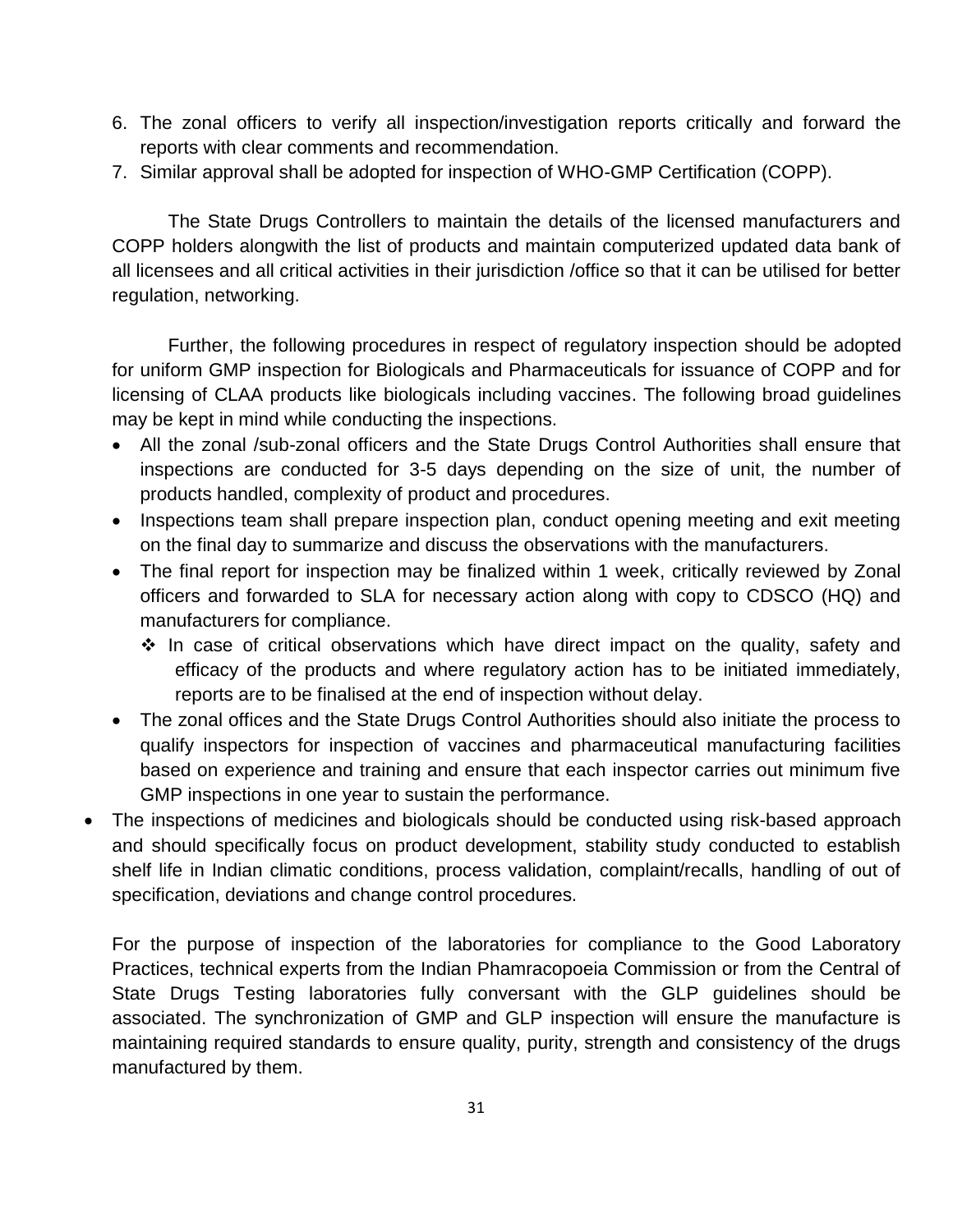6. The zonal officers to verify all inspection/investigation reports critically and forward the reports with clear comments and recommendation.
7. Similar approval shall be adopted for inspection of WHO-GMP Certification (COPP).

The State Drugs Controllers to maintain the details of the licensed manufacturers and COPP holders alongwith the list of products and maintain computerized updated data bank of all licensees and all critical activities in their jurisdiction /office so that it can be utilised for better regulation, networking.

Further, the following procedures in respect of regulatory inspection should be adopted for uniform GMP inspection for Biologicals and Pharmaceuticals for issuance of COPP and for licensing of CLAA products like biologicals including vaccines. The following broad guidelines may be kept in mind while conducting the inspections.

- All the zonal /sub-zonal officers and the State Drugs Control Authorities shall ensure that inspections are conducted for 3-5 days depending on the size of unit, the number of products handled, complexity of product and procedures.
- Inspections team shall prepare inspection plan, conduct opening meeting and exit meeting on the final day to summarize and discuss the observations with the manufacturers.
- The final report for inspection may be finalized within 1 week, critically reviewed by Zonal officers and forwarded to SLA for necessary action along with copy to CDSCO (HQ) and manufacturers for compliance.
  - In case of critical observations which have direct impact on the quality, safety and efficacy of the products and where regulatory action has to be initiated immediately, reports are to be finalised at the end of inspection without delay.
- The zonal offices and the State Drugs Control Authorities should also initiate the process to qualify inspectors for inspection of vaccines and pharmaceutical manufacturing facilities based on experience and training and ensure that each inspector carries out minimum five GMP inspections in one year to sustain the performance.

- The inspections of medicines and biologicals should be conducted using risk-based approach and should specifically focus on product development, stability study conducted to establish shelf life in Indian climatic conditions, process validation, complaint/recalls, handling of out of specification, deviations and change control procedures.

For the purpose of inspection of the laboratories for compliance to the Good Laboratory Practices, technical experts from the Indian Phamracopoeia Commission or from the Central of State Drugs Testing laboratories fully conversant with the GLP guidelines should be associated. The synchronization of GMP and GLP inspection will ensure the manufacture is maintaining required standards to ensure quality, purity, strength and consistency of the drugs manufactured by them.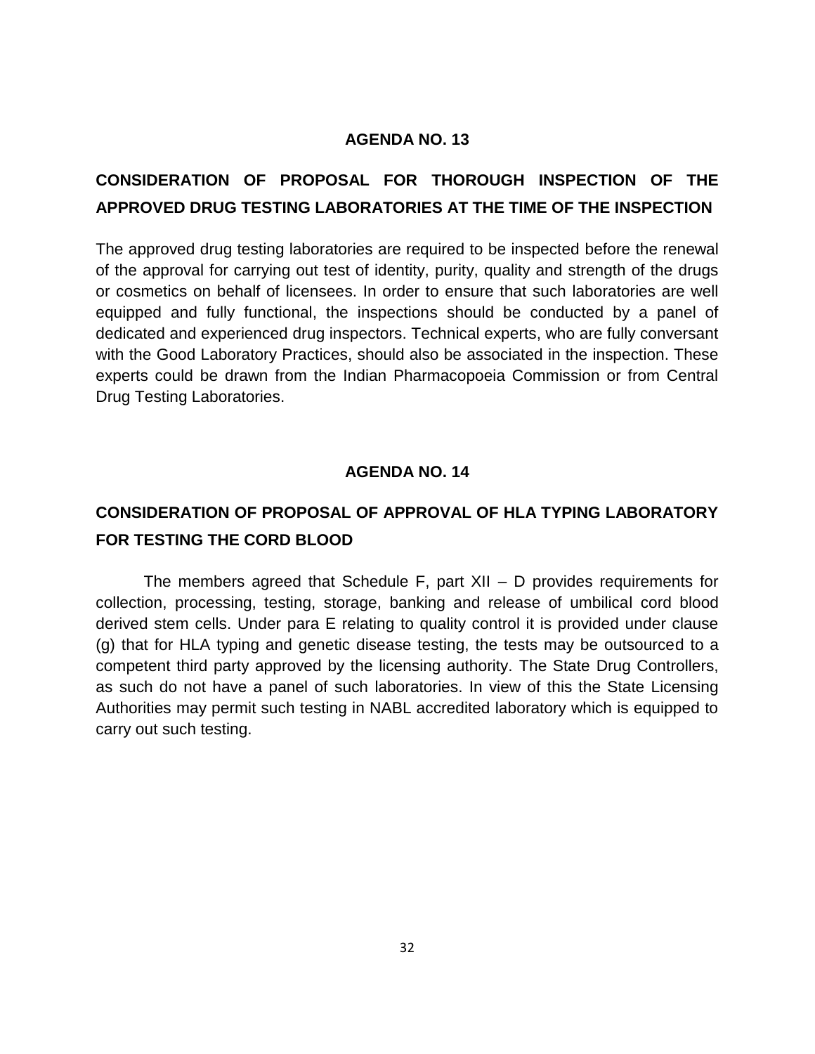## AGENDA NO. 13

## CONSIDERATION OF PROPOSAL FOR THOROUGH INSPECTION OF THE APPROVED DRUG TESTING LABORATORIES AT THE TIME OF THE INSPECTION

The approved drug testing laboratories are required to be inspected before the renewal of the approval for carrying out test of identity, purity, quality and strength of the drugs or cosmetics on behalf of licensees. In order to ensure that such laboratories are well equipped and fully functional, the inspections should be conducted by a panel of dedicated and experienced drug inspectors. Technical experts, who are fully conversant with the Good Laboratory Practices, should also be associated in the inspection. These experts could be drawn from the Indian Pharmacopoeia Commission or from Central Drug Testing Laboratories.

## AGENDA NO. 14

## CONSIDERATION OF PROPOSAL OF APPROVAL OF HLA TYPING LABORATORY FOR TESTING THE CORD BLOOD

The members agreed that Schedule F, part XII – D provides requirements for collection, processing, testing, storage, banking and release of umbilical cord blood derived stem cells. Under para E relating to quality control it is provided under clause (g) that for HLA typing and genetic disease testing, the tests may be outsourced to a competent third party approved by the licensing authority. The State Drug Controllers, as such do not have a panel of such laboratories. In view of this the State Licensing Authorities may permit such testing in NABL accredited laboratory which is equipped to carry out such testing.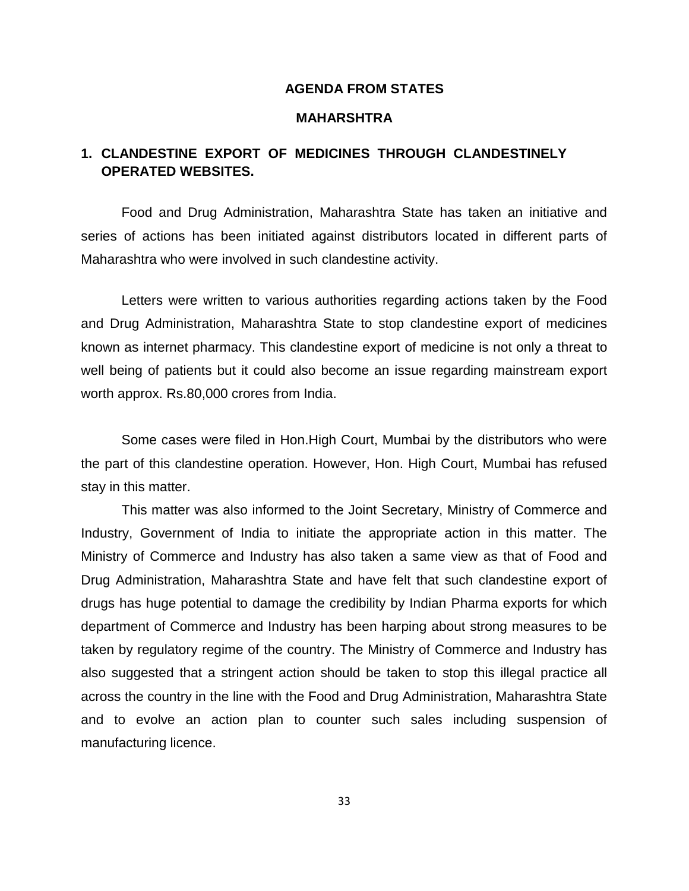## AGENDA FROM STATES

### MAHARSHTRA

### 1. CLANDESTINE EXPORT OF MEDICINES THROUGH CLANDESTINELY OPERATED WEBSITES.

Food and Drug Administration, Maharashtra State has taken an initiative and series of actions has been initiated against distributors located in different parts of Maharashtra who were involved in such clandestine activity.

Letters were written to various authorities regarding actions taken by the Food and Drug Administration, Maharashtra State to stop clandestine export of medicines known as internet pharmacy. This clandestine export of medicine is not only a threat to well being of patients but it could also become an issue regarding mainstream export worth approx. Rs.80,000 crores from India.

Some cases were filed in Hon.High Court, Mumbai by the distributors who were the part of this clandestine operation. However, Hon. High Court, Mumbai has refused stay in this matter.

This matter was also informed to the Joint Secretary, Ministry of Commerce and Industry, Government of India to initiate the appropriate action in this matter. The Ministry of Commerce and Industry has also taken a same view as that of Food and Drug Administration, Maharashtra State and have felt that such clandestine export of drugs has huge potential to damage the credibility by Indian Pharma exports for which department of Commerce and Industry has been harping about strong measures to be taken by regulatory regime of the country. The Ministry of Commerce and Industry has also suggested that a stringent action should be taken to stop this illegal practice all across the country in the line with the Food and Drug Administration, Maharashtra State and to evolve an action plan to counter such sales including suspension of manufacturing licence.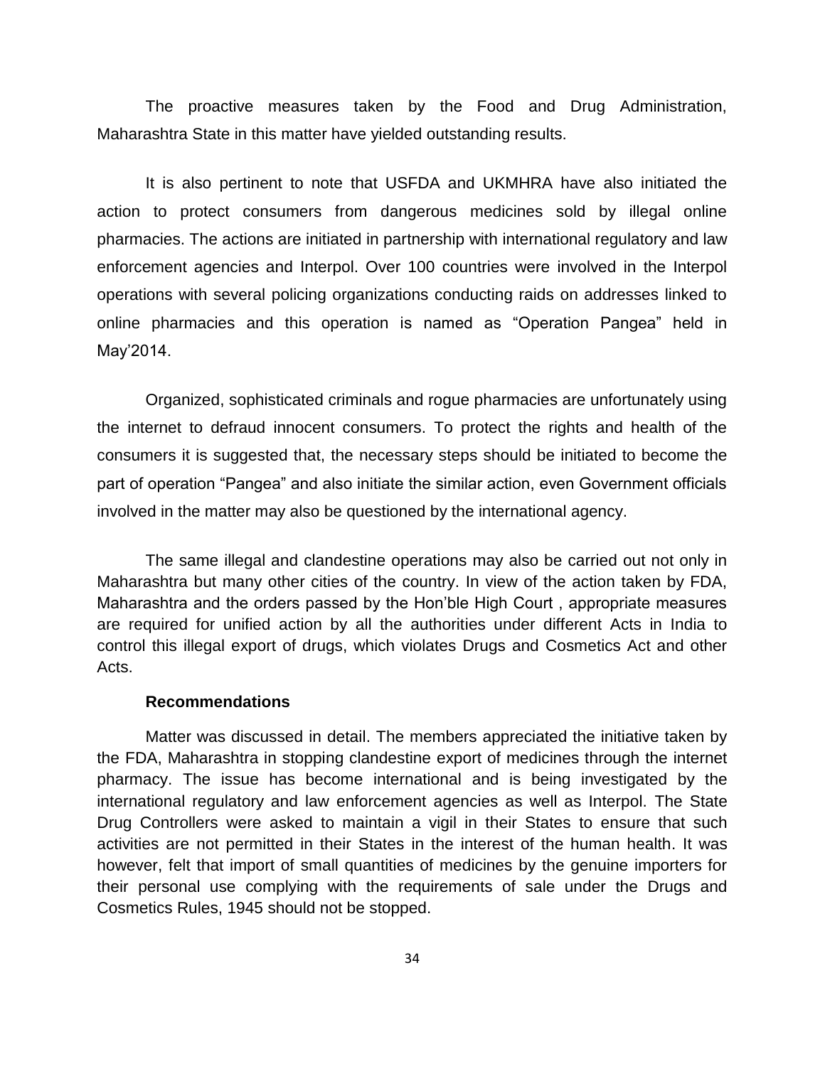The proactive measures taken by the Food and Drug Administration, Maharashtra State in this matter have yielded outstanding results.

It is also pertinent to note that USFDA and UKMHRA have also initiated the action to protect consumers from dangerous medicines sold by illegal online pharmacies. The actions are initiated in partnership with international regulatory and law enforcement agencies and Interpol. Over 100 countries were involved in the Interpol operations with several policing organizations conducting raids on addresses linked to online pharmacies and this operation is named as "Operation Pangea" held in May'2014.

Organized, sophisticated criminals and rogue pharmacies are unfortunately using the internet to defraud innocent consumers. To protect the rights and health of the consumers it is suggested that, the necessary steps should be initiated to become the part of operation "Pangea" and also initiate the similar action, even Government officials involved in the matter may also be questioned by the international agency.

The same illegal and clandestine operations may also be carried out not only in Maharashtra but many other cities of the country. In view of the action taken by FDA, Maharashtra and the orders passed by the Hon'ble High Court , appropriate measures are required for unified action by all the authorities under different Acts in India to control this illegal export of drugs, which violates Drugs and Cosmetics Act and other Acts.

**Recommendations**

Matter was discussed in detail. The members appreciated the initiative taken by the FDA, Maharashtra in stopping clandestine export of medicines through the internet pharmacy. The issue has become international and is being investigated by the international regulatory and law enforcement agencies as well as Interpol. The State Drug Controllers were asked to maintain a vigil in their States to ensure that such activities are not permitted in their States in the interest of the human health. It was however, felt that import of small quantities of medicines by the genuine importers for their personal use complying with the requirements of sale under the Drugs and Cosmetics Rules, 1945 should not be stopped.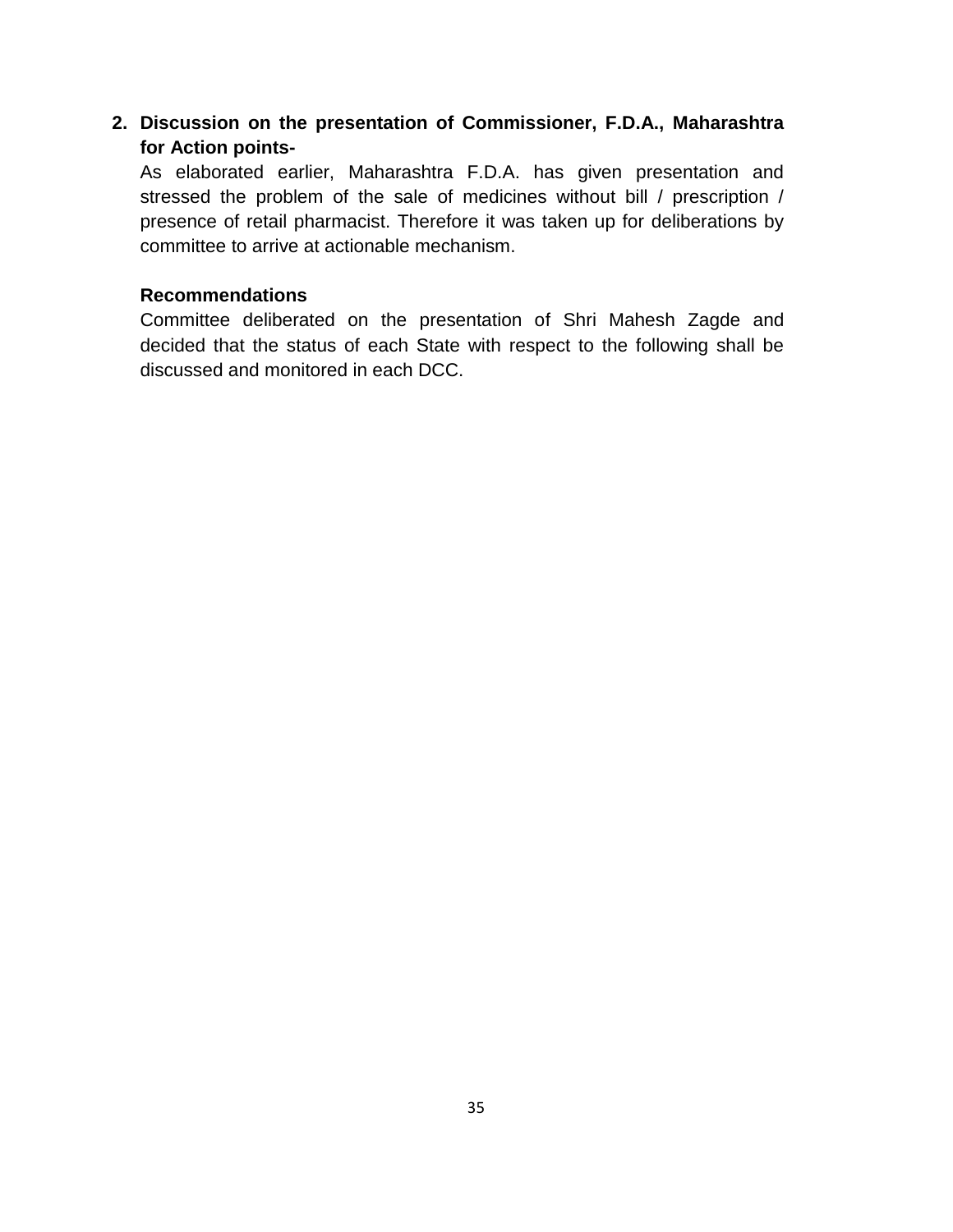2. **Discussion on the presentation of Commissioner, F.D.A., Maharashtra for Action points-**

   As elaborated earlier, Maharashtra F.D.A. has given presentation and stressed the problem of the sale of medicines without bill / prescription / presence of retail pharmacist. Therefore it was taken up for deliberations by committee to arrive at actionable mechanism.

   **Recommendations**

   Committee deliberated on the presentation of Shri Mahesh Zagde and decided that the status of each State with respect to the following shall be discussed and monitored in each DCC.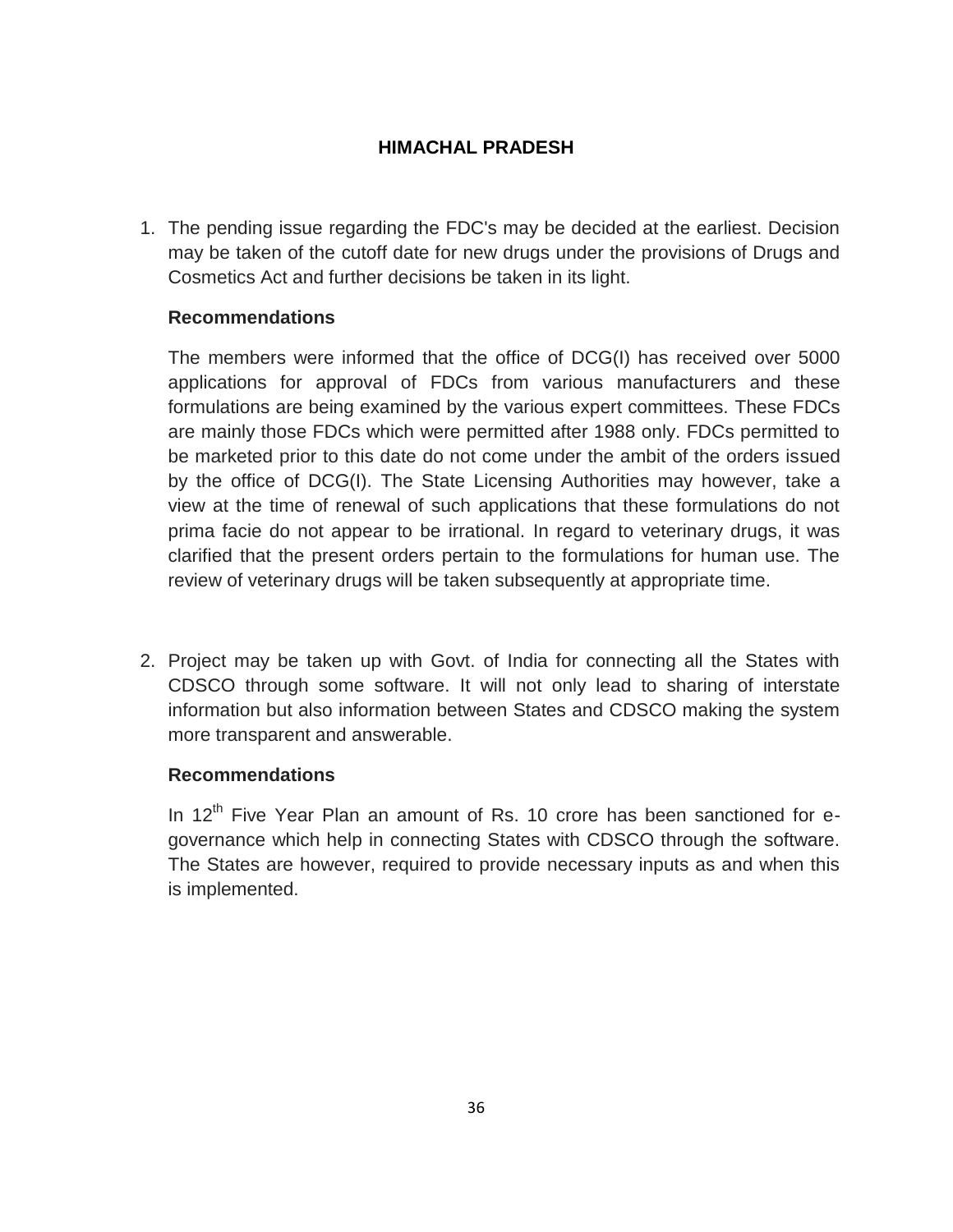## HIMACHAL PRADESH

1. The pending issue regarding the FDC's may be decided at the earliest. Decision may be taken of the cutoff date for new drugs under the provisions of Drugs and Cosmetics Act and further decisions be taken in its light.

   **Recommendations**

   The members were informed that the office of DCG(I) has received over 5000 applications for approval of FDCs from various manufacturers and these formulations are being examined by the various expert committees. These FDCs are mainly those FDCs which were permitted after 1988 only. FDCs permitted to be marketed prior to this date do not come under the ambit of the orders issued by the office of DCG(I). The State Licensing Authorities may however, take a view at the time of renewal of such applications that these formulations do not prima facie do not appear to be irrational. In regard to veterinary drugs, it was clarified that the present orders pertain to the formulations for human use. The review of veterinary drugs will be taken subsequently at appropriate time.

2. Project may be taken up with Govt. of India for connecting all the States with CDSCO through some software. It will not only lead to sharing of interstate information but also information between States and CDSCO making the system more transparent and answerable.

   **Recommendations**

   In 12th Five Year Plan an amount of Rs. 10 crore has been sanctioned for e-governance which help in connecting States with CDSCO through the software. The States are however, required to provide necessary inputs as and when this is implemented.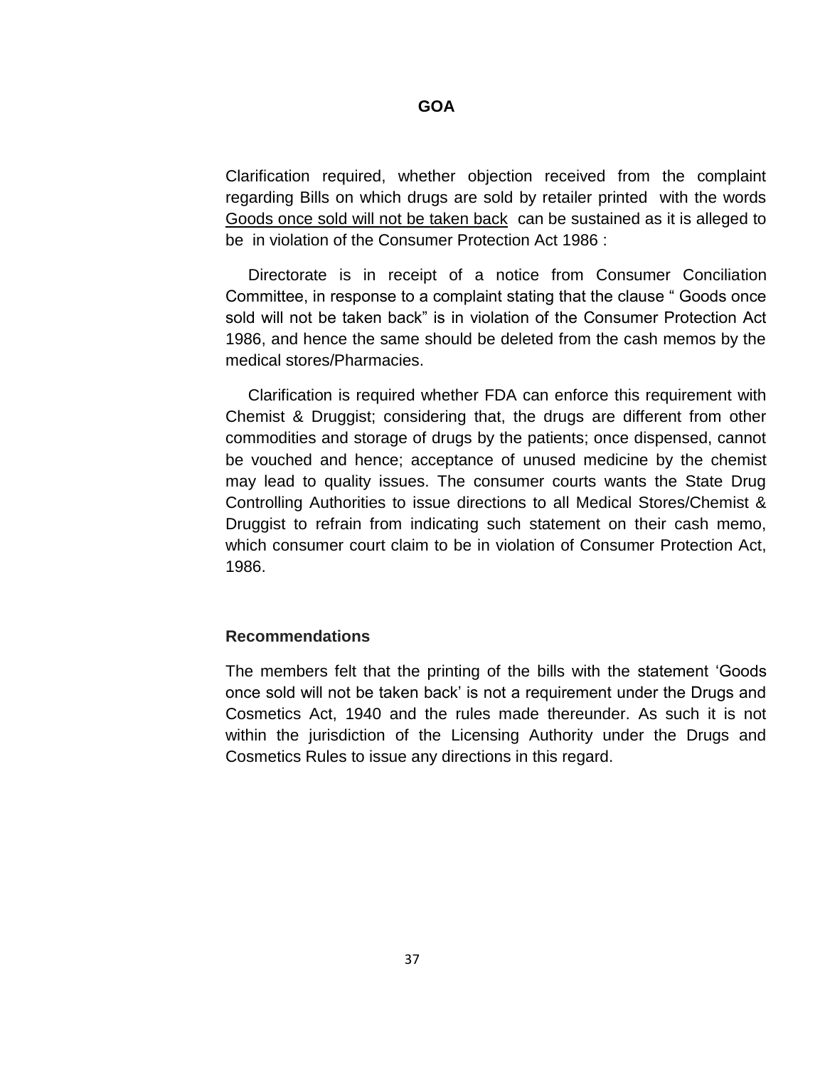## GOA

Clarification required, whether objection received from the complaint regarding Bills on which drugs are sold by retailer printed with the words <u>Goods once sold will not be taken back</u> can be sustained as it is alleged to be in violation of the Consumer Protection Act 1986 :

Directorate is in receipt of a notice from Consumer Conciliation Committee, in response to a complaint stating that the clause " Goods once sold will not be taken back" is in violation of the Consumer Protection Act 1986, and hence the same should be deleted from the cash memos by the medical stores/Pharmacies.

Clarification is required whether FDA can enforce this requirement with Chemist & Druggist; considering that, the drugs are different from other commodities and storage of drugs by the patients; once dispensed, cannot be vouched and hence; acceptance of unused medicine by the chemist may lead to quality issues. The consumer courts wants the State Drug Controlling Authorities to issue directions to all Medical Stores/Chemist & Druggist to refrain from indicating such statement on their cash memo, which consumer court claim to be in violation of Consumer Protection Act, 1986.

### Recommendations

The members felt that the printing of the bills with the statement 'Goods once sold will not be taken back' is not a requirement under the Drugs and Cosmetics Act, 1940 and the rules made thereunder. As such it is not within the jurisdiction of the Licensing Authority under the Drugs and Cosmetics Rules to issue any directions in this regard.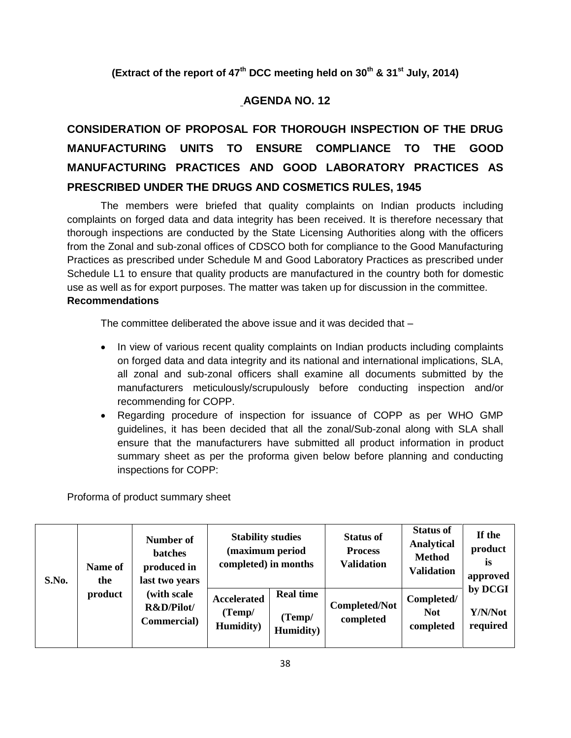**(Extract of the report of 47th DCC meeting held on 30th & 31st July, 2014)**

## AGENDA NO. 12

## CONSIDERATION OF PROPOSAL FOR THOROUGH INSPECTION OF THE DRUG MANUFACTURING UNITS TO ENSURE COMPLIANCE TO THE GOOD MANUFACTURING PRACTICES AND GOOD LABORATORY PRACTICES AS PRESCRIBED UNDER THE DRUGS AND COSMETICS RULES, 1945

The members were briefed that quality complaints on Indian products including complaints on forged data and data integrity has been received. It is therefore necessary that thorough inspections are conducted by the State Licensing Authorities along with the officers from the Zonal and sub-zonal offices of CDSCO both for compliance to the Good Manufacturing Practices as prescribed under Schedule M and Good Laboratory Practices as prescribed under Schedule L1 to ensure that quality products are manufactured in the country both for domestic use as well as for export purposes. The matter was taken up for discussion in the committee.

**Recommendations**

The committee deliberated the above issue and it was decided that –

- In view of various recent quality complaints on Indian products including complaints on forged data and data integrity and its national and international implications, SLA, all zonal and sub-zonal officers shall examine all documents submitted by the manufacturers meticulously/scrupulously before conducting inspection and/or recommending for COPP.
- Regarding procedure of inspection for issuance of COPP as per WHO GMP guidelines, it has been decided that all the zonal/Sub-zonal along with SLA shall ensure that the manufacturers have submitted all product information in product summary sheet as per the proforma given below before planning and conducting inspections for COPP:

Proforma of product summary sheet

| S.No. | Name of the product | Number of batches produced in last two years (with scale R&D/Pilot/ Commercial) | Stability studies (maximum period completed) in months | | Status of Process Validation | Status of Analytical Method Validation | If the product is approved by DCGI Y/N/Not required |
|---|---|---|---|---|---|---|---|
| | | | Accelerated (Temp/ Humidity) | Real time (Temp/ Humidity) | Completed/Not completed | Completed/ Not completed | |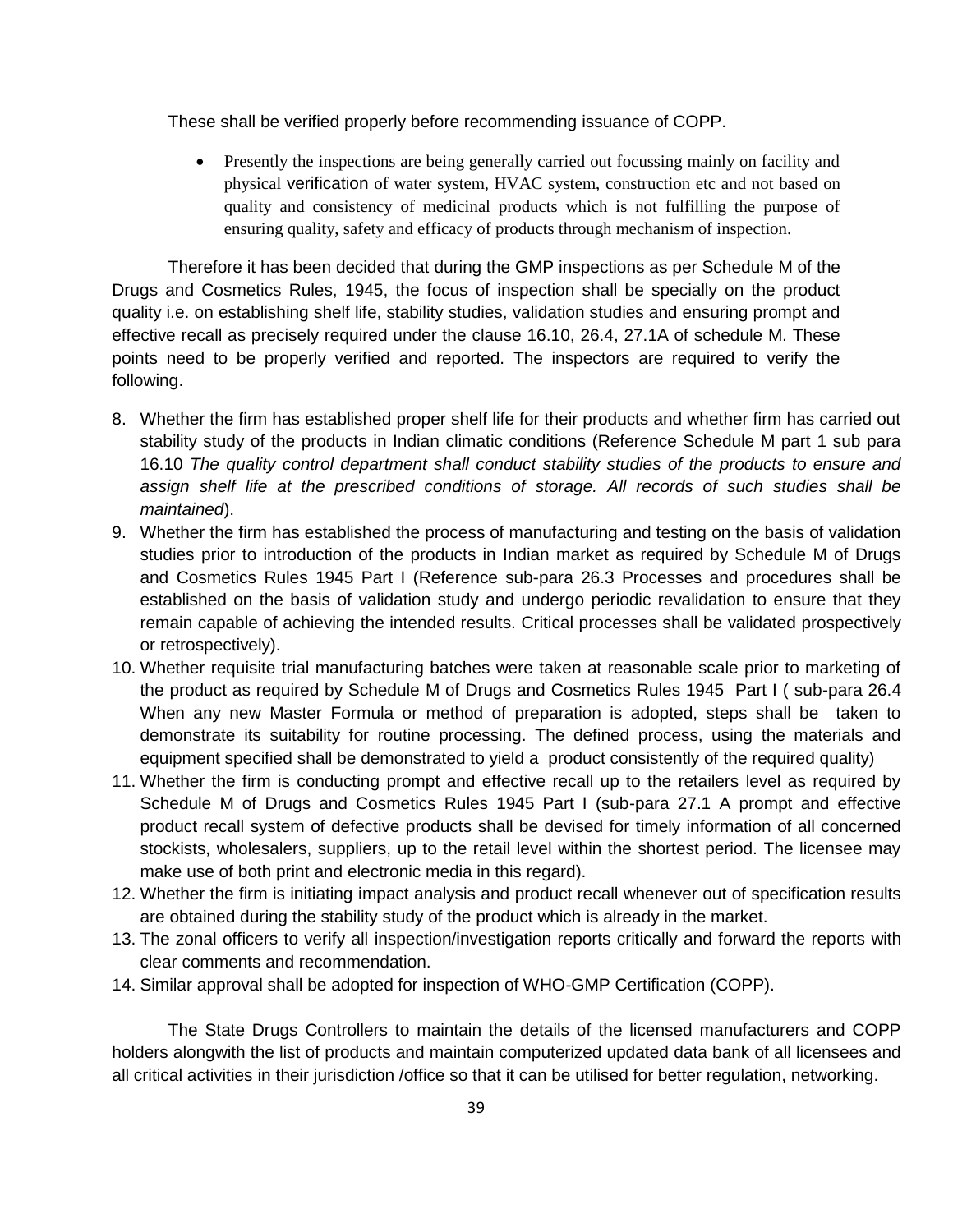These shall be verified properly before recommending issuance of COPP.

- Presently the inspections are being generally carried out focussing mainly on facility and physical verification of water system, HVAC system, construction etc and not based on quality and consistency of medicinal products which is not fulfilling the purpose of ensuring quality, safety and efficacy of products through mechanism of inspection.

Therefore it has been decided that during the GMP inspections as per Schedule M of the Drugs and Cosmetics Rules, 1945, the focus of inspection shall be specially on the product quality i.e. on establishing shelf life, stability studies, validation studies and ensuring prompt and effective recall as precisely required under the clause 16.10, 26.4, 27.1A of schedule M. These points need to be properly verified and reported. The inspectors are required to verify the following.

8. Whether the firm has established proper shelf life for their products and whether firm has carried out stability study of the products in Indian climatic conditions (Reference Schedule M part 1 sub para 16.10 *The quality control department shall conduct stability studies of the products to ensure and assign shelf life at the prescribed conditions of storage. All records of such studies shall be maintained*).
9. Whether the firm has established the process of manufacturing and testing on the basis of validation studies prior to introduction of the products in Indian market as required by Schedule M of Drugs and Cosmetics Rules 1945 Part I (Reference sub-para 26.3 Processes and procedures shall be established on the basis of validation study and undergo periodic revalidation to ensure that they remain capable of achieving the intended results. Critical processes shall be validated prospectively or retrospectively).
10. Whether requisite trial manufacturing batches were taken at reasonable scale prior to marketing of the product as required by Schedule M of Drugs and Cosmetics Rules 1945 Part I ( sub-para 26.4 When any new Master Formula or method of preparation is adopted, steps shall be taken to demonstrate its suitability for routine processing. The defined process, using the materials and equipment specified shall be demonstrated to yield a product consistently of the required quality)
11. Whether the firm is conducting prompt and effective recall up to the retailers level as required by Schedule M of Drugs and Cosmetics Rules 1945 Part I (sub-para 27.1 A prompt and effective product recall system of defective products shall be devised for timely information of all concerned stockists, wholesalers, suppliers, up to the retail level within the shortest period. The licensee may make use of both print and electronic media in this regard).
12. Whether the firm is initiating impact analysis and product recall whenever out of specification results are obtained during the stability study of the product which is already in the market.
13. The zonal officers to verify all inspection/investigation reports critically and forward the reports with clear comments and recommendation.
14. Similar approval shall be adopted for inspection of WHO-GMP Certification (COPP).

The State Drugs Controllers to maintain the details of the licensed manufacturers and COPP holders alongwith the list of products and maintain computerized updated data bank of all licensees and all critical activities in their jurisdiction /office so that it can be utilised for better regulation, networking.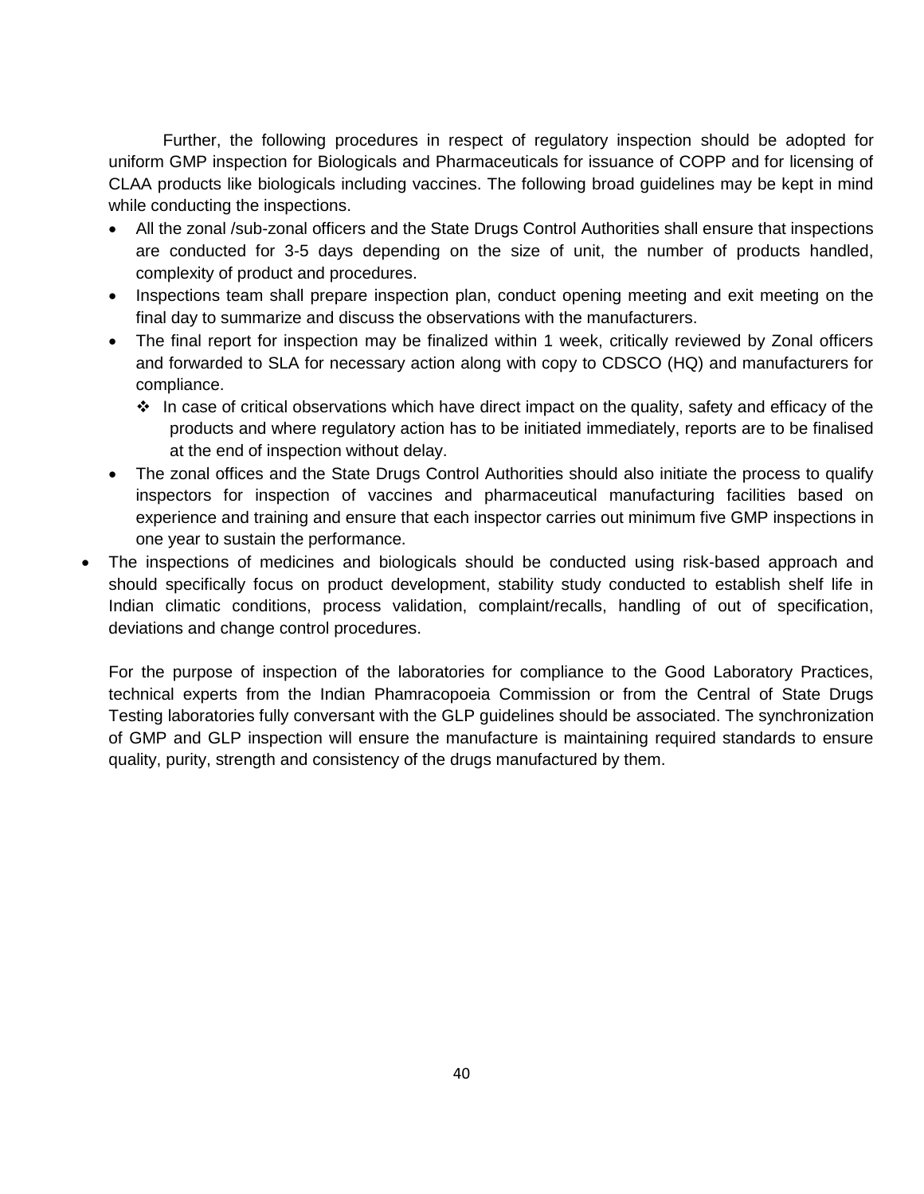Further, the following procedures in respect of regulatory inspection should be adopted for uniform GMP inspection for Biologicals and Pharmaceuticals for issuance of COPP and for licensing of CLAA products like biologicals including vaccines. The following broad guidelines may be kept in mind while conducting the inspections.

- All the zonal /sub-zonal officers and the State Drugs Control Authorities shall ensure that inspections are conducted for 3-5 days depending on the size of unit, the number of products handled, complexity of product and procedures.
- Inspections team shall prepare inspection plan, conduct opening meeting and exit meeting on the final day to summarize and discuss the observations with the manufacturers.
- The final report for inspection may be finalized within 1 week, critically reviewed by Zonal officers and forwarded to SLA for necessary action along with copy to CDSCO (HQ) and manufacturers for compliance.
    - ❖ In case of critical observations which have direct impact on the quality, safety and efficacy of the products and where regulatory action has to be initiated immediately, reports are to be finalised at the end of inspection without delay.
- The zonal offices and the State Drugs Control Authorities should also initiate the process to qualify inspectors for inspection of vaccines and pharmaceutical manufacturing facilities based on experience and training and ensure that each inspector carries out minimum five GMP inspections in one year to sustain the performance.

- The inspections of medicines and biologicals should be conducted using risk-based approach and should specifically focus on product development, stability study conducted to establish shelf life in Indian climatic conditions, process validation, complaint/recalls, handling of out of specification, deviations and change control procedures.

For the purpose of inspection of the laboratories for compliance to the Good Laboratory Practices, technical experts from the Indian Phamracopoeia Commission or from the Central of State Drugs Testing laboratories fully conversant with the GLP guidelines should be associated. The synchronization of GMP and GLP inspection will ensure the manufacture is maintaining required standards to ensure quality, purity, strength and consistency of the drugs manufactured by them.